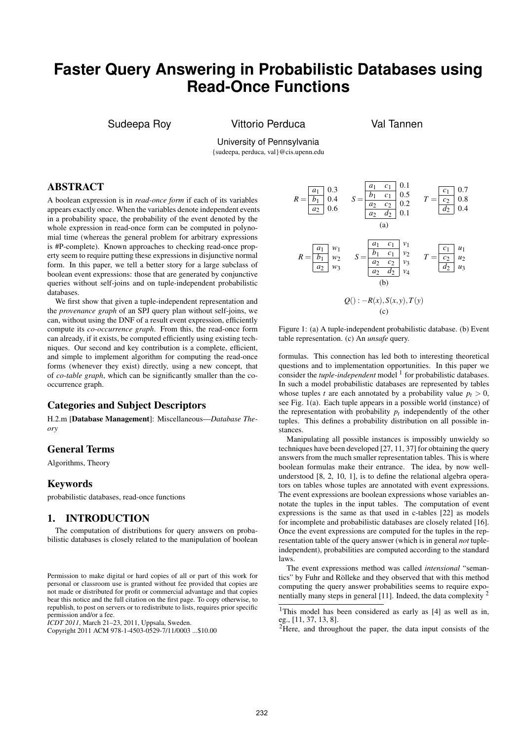# Faster Query Answering in Probabilistic Databases using Read-Once Functions

Sudeepa Roy  Vittorio Perduca  Val Tannen

University of Pennsylvania
{sudeepa, perduca, val}@cis.upenn.edu

## ABSTRACT

A boolean expression is in *read-once form* if each of its variables appears exactly once. When the variables denote independent events in a probability space, the probability of the event denoted by the whole expression in read-once form can be computed in polynomial time (whereas the general problem for arbitrary expressions is #P-complete). Known approaches to checking read-once property seem to require putting these expressions in disjunctive normal form. In this paper, we tell a better story for a large subclass of boolean event expressions: those that are generated by conjunctive queries without self-joins and on tuple-independent probabilistic databases.

We first show that given a tuple-independent representation and the *provenance graph* of an SPJ query plan without self-joins, we can, without using the DNF of a result event expression, efficiently compute its *co-occurrence graph*. From this, the read-once form can already, if it exists, be computed efficiently using existing techniques. Our second and key contribution is a complete, efficient, and simple to implement algorithm for computing the read-once forms (whenever they exist) directly, using a new concept, that of *co-table graph*, which can be significantly smaller than the co-occurrence graph.

### Categories and Subject Descriptors

H.2.m [**Database Management**]: Miscellaneous—*Database Theory*

### General Terms

Algorithms, Theory

### Keywords

probabilistic databases, read-once functions

## 1. INTRODUCTION

The computation of distributions for query answers on probabilistic databases is closely related to the manipulation of boolean formulas. This connection has led both to interesting theoretical questions and to implementation opportunities. In this paper we consider the *tuple-independent* model [1] for probabilistic databases. In such a model probabilistic databases are represented by tables whose tuples $t$ are each annotated by a probability value $p_t > 0$, see Fig. 1(a). Each tuple appears in a possible world (instance) of the representation with probability $p_t$ independently of the other tuples. This defines a probability distribution on all possible instances.

$R$:

| | |
|---|---|
| $a_1$ | 0.3 |
| $b_1$ | 0.4 |
| $a_2$ | 0.6 |

$S$:

| | | |
|---|---|---|
| $a_1$ | $c_1$ | 0.1 |
| $b_1$ | $c_1$ | 0.5 |
| $a_2$ | $c_2$ | 0.2 |
| $a_2$ | $d_2$ | 0.1 |

$T$:

| | |
|---|---|
| $c_1$ | 0.7 |
| $c_2$ | 0.8 |
| $d_2$ | 0.4 |

(a)

$R$:

| | |
|---|---|
| $a_1$ | $w_1$ |
| $b_1$ | $w_2$ |
| $a_2$ | $w_3$ |

$S$:

| | | |
|---|---|---|
| $a_1$ | $c_1$ | $v_1$ |
| $b_1$ | $c_1$ | $v_2$ |
| $a_2$ | $c_2$ | $v_3$ |
| $a_2$ | $d_2$ | $v_4$ |

$T$:

| | |
|---|---|
| $c_1$ | $u_1$ |
| $c_2$ | $u_2$ |
| $d_2$ | $u_3$ |

(b)

$$Q() :- R(x), S(x,y), T(y)$$

(c)

Figure 1: (a) A tuple-independent probabilistic database. (b) Event table representation. (c) An *unsafe* query.

Manipulating all possible instances is impossibly unwieldy so techniques have been developed [27, 11, 37] for obtaining the query answers from the much smaller representation tables. This is where boolean formulas make their entrance. The idea, by now well-understood [8, 2, 10, 1], is to define the relational algebra operators on tables whose tuples are annotated with event expressions. The event expressions are boolean expressions whose variables annotate the tuples in the input tables. The computation of event expressions is the same as that used in c-tables [22] as models for incomplete and probabilistic databases are closely related [16]. Once the event expressions are computed for the tuples in the representation table of the query answer (which is in general *not* tuple-independent), probabilities are computed according to the standard laws.

The event expressions method was called *intensional* "semantics" by Fuhr and Rölleke and they observed that with this method computing the query answer probabilities seems to require exponentially many steps in general [11]. Indeed, the data complexity [2]

[1] This model has been considered as early as [4] as well as in, eg., [11, 37, 13, 8].

[2] Here, and throughout the paper, the data input consists of the

Permission to make digital or hard copies of all or part of this work for personal or classroom use is granted without fee provided that copies are not made or distributed for profit or commercial advantage and that copies bear this notice and the full citation on the first page. To copy otherwise, to republish, to post on servers or to redistribute to lists, requires prior specific permission and/or a fee.
*ICDT 2011*, March 21–23, 2011, Uppsala, Sweden.
Copyright 2011 ACM 978-1-4503-0529-7/11/0003 ...$10.00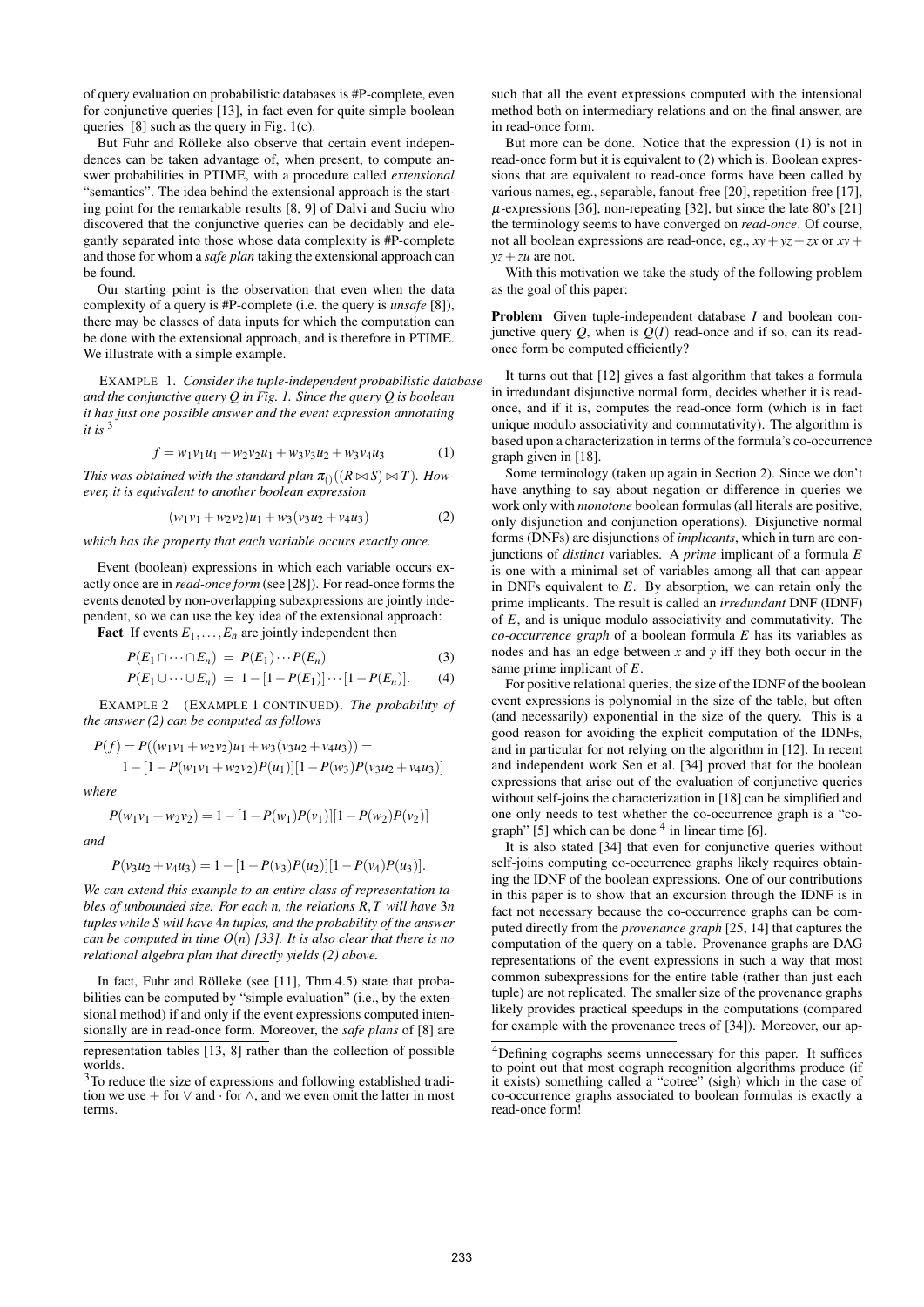of query evaluation on probabilistic databases is #P-complete, even for conjunctive queries [13], in fact even for quite simple boolean queries [8] such as the query in Fig. 1(c).

But Fuhr and Rölleke also observe that certain event independences can be taken advantage of, when present, to compute answer probabilities in PTIME, with a procedure called *extensional* "semantics". The idea behind the extensional approach is the starting point for the remarkable results [8, 9] of Dalvi and Suciu who discovered that the conjunctive queries can be decidably and elegantly separated into those whose data complexity is #P-complete and those for whom a *safe plan* taking the extensional approach can be found.

Our starting point is the observation that even when the data complexity of a query is #P-complete (i.e. the query is *unsafe* [8]), there may be classes of data inputs for which the computation can be done with the extensional approach, and is therefore in PTIME. We illustrate with a simple example.

EXAMPLE 1. *Consider the tuple-independent probabilistic database and the conjunctive query $Q$ in Fig. 1. Since the query $Q$ is boolean it has just one possible answer and the event expression annotating it is* [3]

$$f = w_1v_1u_1 + w_2v_2u_1 + w_3v_3u_2 + w_3v_4u_3 \quad (1)$$

*This was obtained with the standard plan $\pi_{()}((R \bowtie S) \bowtie T)$. However, it is equivalent to another boolean expression*

$$(w_1v_1 + w_2v_2)u_1 + w_3(v_3u_2 + v_4u_3) \quad (2)$$

*which has the property that each variable occurs exactly once.*

Event (boolean) expressions in which each variable occurs exactly once are in *read-once form* (see [28]). For read-once forms the events denoted by non-overlapping subexpressions are jointly independent, so we can use the key idea of the extensional approach:

**Fact** If events $E_1, \ldots, E_n$ are jointly independent then

$$P(E_1 \cap \cdots \cap E_n) = P(E_1) \cdots P(E_n) \quad (3)$$

$$P(E_1 \cup \cdots \cup E_n) = 1 - [1 - P(E_1)] \cdots [1 - P(E_n)]. \quad (4)$$

EXAMPLE 2 (EXAMPLE 1 CONTINUED). *The probability of the answer (2) can be computed as follows*

$$P(f) = P((w_1v_1 + w_2v_2)u_1 + w_3(v_3u_2 + v_4u_3)) =$$
$$1 - [1 - P(w_1v_1 + w_2v_2)P(u_1)][1 - P(w_3)P(v_3u_2 + v_4u_3)]$$

*where*

$$P(w_1v_1 + w_2v_2) = 1 - [1 - P(w_1)P(v_1)][1 - P(w_2)P(v_2)]$$

*and*

$$P(v_3u_2 + v_4u_3) = 1 - [1 - P(v_3)P(u_2)][1 - P(v_4)P(u_3)].$$

*We can extend this example to an entire class of representation tables of unbounded size. For each $n$, the relations $R, T$ will have $3n$ tuples while $S$ will have $4n$ tuples, and the probability of the answer can be computed in time $O(n)$ [33]. It is also clear that there is no relational algebra plan that directly yields (2) above.*

In fact, Fuhr and Rölleke (see [11], Thm.4.5) state that probabilities can be computed by "simple evaluation" (i.e., by the extensional method) if and only if the event expressions computed intensionally are in read-once form. Moreover, the *safe plans* of [8] are such that all the event expressions computed with the intensional method both on intermediary relations and on the final answer, are in read-once form.

But more can be done. Notice that the expression (1) is not in read-once form but it is equivalent to (2) which is. Boolean expressions that are equivalent to read-once forms have been called by various names, eg., separable, fanout-free [20], repetition-free [17], $\mu$-expressions [36], non-repeating [32], but since the late 80's [21] the terminology seems to have converged on *read-once*. Of course, not all boolean expressions are read-once, eg., $xy + yz + zx$ or $xy + yz + zu$ are not.

With this motivation we take the study of the following problem as the goal of this paper:

**Problem** Given tuple-independent database $I$ and boolean conjunctive query $Q$, when is $Q(I)$ read-once and if so, can its read-once form be computed efficiently?

It turns out that [12] gives a fast algorithm that takes a formula in irredundant disjunctive normal form, decides whether it is read-once, and if it is, computes the read-once form (which is in fact unique modulo associativity and commutativity). The algorithm is based upon a characterization in terms of the formula's co-occurrence graph given in [18].

Some terminology (taken up again in Section 2). Since we don't have anything to say about negation or difference in queries we work only with *monotone* boolean formulas (all literals are positive, only disjunction and conjunction operations). Disjunctive normal forms (DNFs) are disjunctions of *implicants*, which in turn are conjunctions of *distinct* variables. A *prime* implicant of a formula $E$ is one with a minimal set of variables among all that can appear in DNFs equivalent to $E$. By absorption, we can retain only the prime implicants. The result is called an *irredundant* DNF (IDNF) of $E$, and is unique modulo associativity and commutativity. The *co-occurrence graph* of a boolean formula $E$ has its variables as nodes and has an edge between $x$ and $y$ iff they both occur in the same prime implicant of $E$.

For positive relational queries, the size of the IDNF of the boolean event expressions is polynomial in the size of the table, but often (and necessarily) exponential in the size of the query. This is a good reason for avoiding the explicit computation of the IDNFs, and in particular for not relying on the algorithm in [12]. In recent and independent work Sen et al. [34] proved that for the boolean expressions that arise out of the evaluation of conjunctive queries without self-joins the characterization in [18] can be simplified and one only needs to test whether the co-occurrence graph is a "cograph" [5] which can be done [4] in linear time [6].

It is also stated [34] that even for conjunctive queries without self-joins computing co-occurrence graphs likely requires obtaining the IDNF of the boolean expressions. One of our contributions in this paper is to show that an excursion through the IDNF is in fact not necessary because the co-occurrence graphs can be computed directly from the *provenance graph* [25, 14] that captures the computation of the query on a table. Provenance graphs are DAG representations of the event expressions in such a way that most common subexpressions for the entire table (rather than just each tuple) are not replicated. The smaller size of the provenance graphs likely provides practical speedups in the computations (compared for example with the provenance trees of [34]). Moreover, our ap-

representation tables [13, 8] rather than the collection of possible worlds.

[3] To reduce the size of expressions and following established tradition we use $+$ for $\vee$ and $\cdot$ for $\wedge$, and we even omit the latter in most terms.

[4] Defining cographs seems unnecessary for this paper. It suffices to point out that most cograph recognition algorithms produce (if it exists) something called a "cotree" (sigh) which in the case of co-occurrence graphs associated to boolean formulas is exactly a read-once form!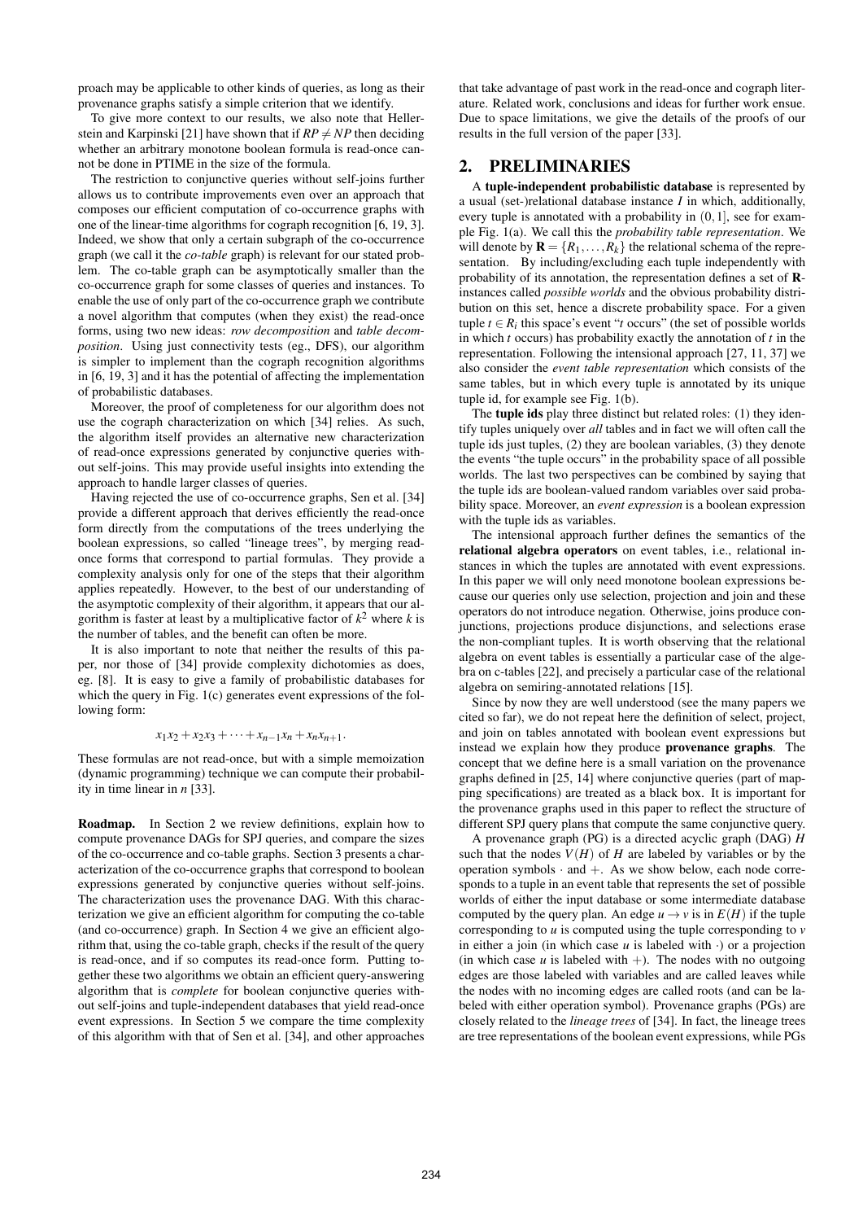proach may be applicable to other kinds of queries, as long as their provenance graphs satisfy a simple criterion that we identify.

To give more context to our results, we also note that Hellerstein and Karpinski [21] have shown that if $RP \neq NP$ then deciding whether an arbitrary monotone boolean formula is read-once cannot be done in PTIME in the size of the formula.

The restriction to conjunctive queries without self-joins further allows us to contribute improvements even over an approach that composes our efficient computation of co-occurrence graphs with one of the linear-time algorithms for cograph recognition [6, 19, 3]. Indeed, we show that only a certain subgraph of the co-occurrence graph (we call it the *co-table* graph) is relevant for our stated problem. The co-table graph can be asymptotically smaller than the co-occurrence graph for some classes of queries and instances. To enable the use of only part of the co-occurrence graph we contribute a novel algorithm that computes (when they exist) the read-once forms, using two new ideas: *row decomposition* and *table decomposition*. Using just connectivity tests (eg., DFS), our algorithm is simpler to implement than the cograph recognition algorithms in [6, 19, 3] and it has the potential of affecting the implementation of probabilistic databases.

Moreover, the proof of completeness for our algorithm does not use the cograph characterization on which [34] relies. As such, the algorithm itself provides an alternative new characterization of read-once expressions generated by conjunctive queries without self-joins. This may provide useful insights into extending the approach to handle larger classes of queries.

Having rejected the use of co-occurrence graphs, Sen et al. [34] provide a different approach that derives efficiently the read-once form directly from the computations of the trees underlying the boolean expressions, so called "lineage trees", by merging read-once forms that correspond to partial formulas. They provide a complexity analysis only for one of the steps that their algorithm applies repeatedly. However, to the best of our understanding of the asymptotic complexity of their algorithm, it appears that our algorithm is faster at least by a multiplicative factor of $k^2$ where $k$ is the number of tables, and the benefit can often be more.

It is also important to note that neither the results of this paper, nor those of [34] provide complexity dichotomies as does, eg. [8]. It is easy to give a family of probabilistic databases for which the query in Fig. 1(c) generates event expressions of the following form:

$$x_1x_2 + x_2x_3 + \cdots + x_{n-1}x_n + x_nx_{n+1}.$$

These formulas are not read-once, but with a simple memoization (dynamic programming) technique we can compute their probability in time linear in $n$ [33].

**Roadmap.** In Section 2 we review definitions, explain how to compute provenance DAGs for SPJ queries, and compare the sizes of the co-occurrence and co-table graphs. Section 3 presents a characterization of the co-occurrence graphs that correspond to boolean expressions generated by conjunctive queries without self-joins. The characterization uses the provenance DAG. With this characterization we give an efficient algorithm for computing the co-table (and co-occurrence) graph. In Section 4 we give an efficient algorithm that, using the co-table graph, checks if the result of the query is read-once, and if so computes its read-once form. Putting together these two algorithms we obtain an efficient query-answering algorithm that is *complete* for boolean conjunctive queries without self-joins and tuple-independent databases that yield read-once event expressions. In Section 5 we compare the time complexity of this algorithm with that of Sen et al. [34], and other approaches that take advantage of past work in the read-once and cograph literature. Related work, conclusions and ideas for further work ensue. Due to space limitations, we give the details of the proofs of our results in the full version of the paper [33].

## 2. PRELIMINARIES

A **tuple-independent probabilistic database** is represented by a usual (set-)relational database instance $I$ in which, additionally, every tuple is annotated with a probability in $(0,1]$, see for example Fig. 1(a). We call this the *probability table representation*. We will denote by $\mathbf{R} = \{R_1, \ldots, R_k\}$ the relational schema of the representation. By including/excluding each tuple independently with probability of its annotation, the representation defines a set of $\mathbf{R}$-instances called *possible worlds* and the obvious probability distribution on this set, hence a discrete probability space. For a given tuple $t \in R_i$ this space's event "$t$ occurs" (the set of possible worlds in which $t$ occurs) has probability exactly the annotation of $t$ in the representation. Following the intensional approach [27, 11, 37] we also consider the *event table representation* which consists of the same tables, but in which every tuple is annotated by its unique tuple id, for example see Fig. 1(b).

The **tuple ids** play three distinct but related roles: (1) they identify tuples uniquely over *all* tables and in fact we will often call the tuple ids just tuples, (2) they are boolean variables, (3) they denote the events "the tuple occurs" in the probability space of all possible worlds. The last two perspectives can be combined by saying that the tuple ids are boolean-valued random variables over said probability space. Moreover, an *event expression* is a boolean expression with the tuple ids as variables.

The intensional approach further defines the semantics of the **relational algebra operators** on event tables, i.e., relational instances in which the tuples are annotated with event expressions. In this paper we will only need monotone boolean expressions because our queries only use selection, projection and join and these operators do not introduce negation. Otherwise, joins produce conjunctions, projections produce disjunctions, and selections erase the non-compliant tuples. It is worth observing that the relational algebra on event tables is essentially a particular case of the algebra on c-tables [22], and precisely a particular case of the relational algebra on semiring-annotated relations [15].

Since by now they are well understood (see the many papers we cited so far), we do not repeat here the definition of select, project, and join on tables annotated with boolean event expressions but instead we explain how they produce **provenance graphs**. The concept that we define here is a small variation on the provenance graphs defined in [25, 14] where conjunctive queries (part of mapping specifications) are treated as a black box. It is important for the provenance graphs used in this paper to reflect the structure of different SPJ query plans that compute the same conjunctive query.

A provenance graph (PG) is a directed acyclic graph (DAG) $H$ such that the nodes $V(H)$ of $H$ are labeled by variables or by the operation symbols $\cdot$ and $+$. As we show below, each node corresponds to a tuple in an event table that represents the set of possible worlds of either the input database or some intermediate database computed by the query plan. An edge $u \rightarrow v$ is in $E(H)$ if the tuple corresponding to $u$ is computed using the tuple corresponding to $v$ in either a join (in which case $u$ is labeled with $\cdot$) or a projection (in which case $u$ is labeled with $+$). The nodes with no outgoing edges are those labeled with variables and are called leaves while the nodes with no incoming edges are called roots (and can be labeled with either operation symbol). Provenance graphs (PGs) are closely related to the *lineage trees* of [34]. In fact, the lineage trees are tree representations of the boolean event expressions, while PGs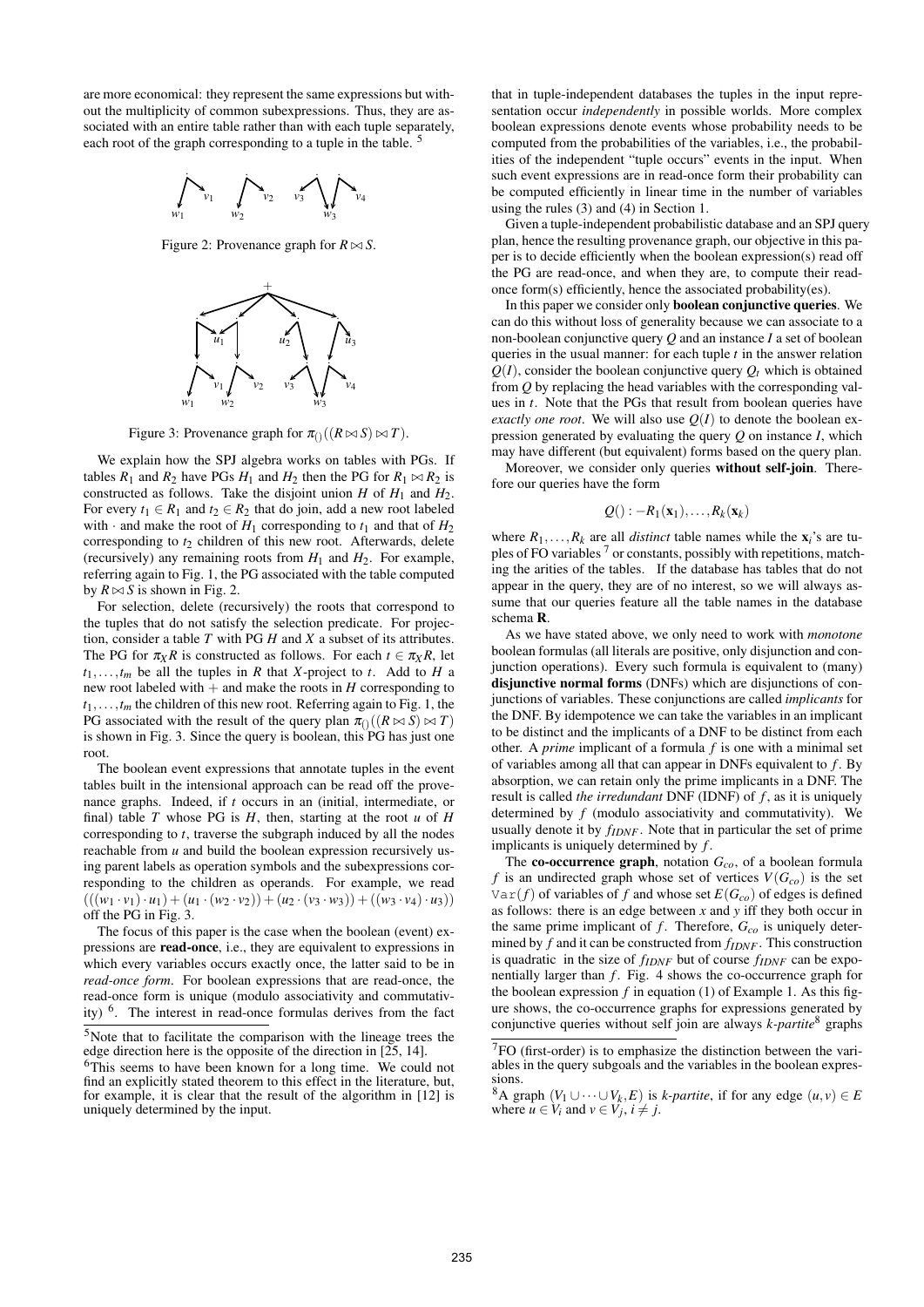are more economical: they represent the same expressions but without the multiplicity of common subexpressions. Thus, they are associated with an entire table rather than with each tuple separately, each root of the graph corresponding to a tuple in the table. [5]

Figure 2: Provenance graph for $R \bowtie S$.

Figure 3: Provenance graph for $\pi_{()}((R \bowtie S) \bowtie T)$.

We explain how the SPJ algebra works on tables with PGs. If tables $R_1$ and $R_2$ have PGs $H_1$ and $H_2$ then the PG for $R_1 \bowtie R_2$ is constructed as follows. Take the disjoint union $H$ of $H_1$ and $H_2$. For every $t_1 \in R_1$ and $t_2 \in R_2$ that do join, add a new root labeled with $\cdot$ and make the root of $H_1$ corresponding to $t_1$ and that of $H_2$ corresponding to $t_2$ children of this new root. Afterwards, delete (recursively) any remaining roots from $H_1$ and $H_2$. For example, referring again to Fig. 1, the PG associated with the table computed by $R \bowtie S$ is shown in Fig. 2.

For selection, delete (recursively) the roots that correspond to the tuples that do not satisfy the selection predicate. For projection, consider a table $T$ with PG $H$ and $X$ a subset of its attributes. The PG for $\pi_X R$ is constructed as follows. For each $t \in \pi_X R$, let $t_1, \ldots, t_m$ be all the tuples in $R$ that $X$-project to $t$. Add to $H$ a new root labeled with $+$ and make the roots in $H$ corresponding to $t_1, \ldots, t_m$ the children of this new root. Referring again to Fig. 1, the PG associated with the result of the query plan $\pi_{()}((R \bowtie S) \bowtie T)$ is shown in Fig. 3. Since the query is boolean, this PG has just one root.

The boolean event expressions that annotate tuples in the event tables built in the intensional approach can be read off the provenance graphs. Indeed, if $t$ occurs in an (initial, intermediate, or final) table $T$ whose PG is $H$, then, starting at the root $u$ of $H$ corresponding to $t$, traverse the subgraph induced by all the nodes reachable from $u$ and build the boolean expression recursively using parent labels as operation symbols and the subexpressions corresponding to the children as operands. For example, we read $(((w_1 \cdot v_1) \cdot u_1) + (u_1 \cdot (w_2 \cdot v_2)) + (u_2 \cdot (v_3 \cdot w_3)) + ((w_3 \cdot v_4) \cdot u_3))$ off the PG in Fig. 3.

The focus of this paper is the case when the boolean (event) expressions are **read-once**, i.e., they are equivalent to expressions in which every variables occurs exactly once, the latter said to be in *read-once form*. For boolean expressions that are read-once, the read-once form is unique (modulo associativity and commutativity) [6]. The interest in read-once formulas derives from the fact that in tuple-independent databases the tuples in the input representation occur *independently* in possible worlds. More complex boolean expressions denote events whose probability needs to be computed from the probabilities of the variables, i.e., the probabilities of the independent "tuple occurs" events in the input. When such event expressions are in read-once form their probability can be computed efficiently in linear time in the number of variables using the rules (3) and (4) in Section 1.

Given a tuple-independent probabilistic database and an SPJ query plan, hence the resulting provenance graph, our objective in this paper is to decide efficiently when the boolean expression(s) read off the PG are read-once, and when they are, to compute their read-once form(s) efficiently, hence the associated probability(es).

In this paper we consider only **boolean conjunctive queries**. We can do this without loss of generality because we can associate to a non-boolean conjunctive query $Q$ and an instance $I$ a set of boolean queries in the usual manner: for each tuple $t$ in the answer relation $Q(I)$, consider the boolean conjunctive query $Q_t$ which is obtained from $Q$ by replacing the head variables with the corresponding values in $t$. Note that the PGs that result from boolean queries have *exactly one root*. We will also use $Q(I)$ to denote the boolean expression generated by evaluating the query $Q$ on instance $I$, which may have different (but equivalent) forms based on the query plan.

Moreover, we consider only queries **without self-join**. Therefore our queries have the form

$$Q() : -R_1(\mathbf{x}_1), \ldots, R_k(\mathbf{x}_k)$$

where $R_1, \ldots, R_k$ are all *distinct* table names while the $\mathbf{x}_i$'s are tuples of FO variables [7] or constants, possibly with repetitions, matching the arities of the tables. If the database has tables that do not appear in the query, they are of no interest, so we will always assume that our queries feature all the table names in the database schema $\mathbf{R}$.

As we have stated above, we only need to work with *monotone* boolean formulas (all literals are positive, only disjunction and conjunction operations). Every such formula is equivalent to (many) **disjunctive normal forms** (DNFs) which are disjunctions of conjunctions of variables. These conjunctions are called *implicants* for the DNF. By idempotence we can take the variables in an implicant to be distinct and the implicants of a DNF to be distinct from each other. A *prime* implicant of a formula $f$ is one with a minimal set of variables among all that can appear in DNFs equivalent to $f$. By absorption, we can retain only the prime implicants in a DNF. The result is called *the irredundant* DNF (IDNF) of $f$, as it is uniquely determined by $f$ (modulo associativity and commutativity). We usually denote it by $f_{IDNF}$. Note that in particular the set of prime implicants is uniquely determined by $f$.

The **co-occurrence graph**, notation $G_{co}$, of a boolean formula $f$ is an undirected graph whose set of vertices $V(G_{co})$ is the set $\mathtt{Var}(f)$ of variables of $f$ and whose set $E(G_{co})$ of edges is defined as follows: there is an edge between $x$ and $y$ iff they both occur in the same prime implicant of $f$. Therefore, $G_{co}$ is uniquely determined by $f$ and it can be constructed from $f_{IDNF}$. This construction is quadratic in the size of $f_{IDNF}$ but of course $f_{IDNF}$ can be exponentially larger than $f$. Fig. 4 shows the co-occurrence graph for the boolean expression $f$ in equation (1) of Example 1. As this figure shows, the co-occurrence graphs for expressions generated by conjunctive queries without self join are always *k-partite*[8] graphs

[5] Note that to facilitate the comparison with the lineage trees the edge direction here is the opposite of the direction in [25, 14].

[6] This seems to have been known for a long time. We could not find an explicitly stated theorem to this effect in the literature, but, for example, it is clear that the result of the algorithm in [12] is uniquely determined by the input.

[7] FO (first-order) is to emphasize the distinction between the variables in the query subgoals and the variables in the boolean expressions.

[8] A graph $(V_1 \cup \cdots \cup V_k, E)$ is *k-partite*, if for any edge $(u, v) \in E$ where $u \in V_i$ and $v \in V_j$, $i \neq j$.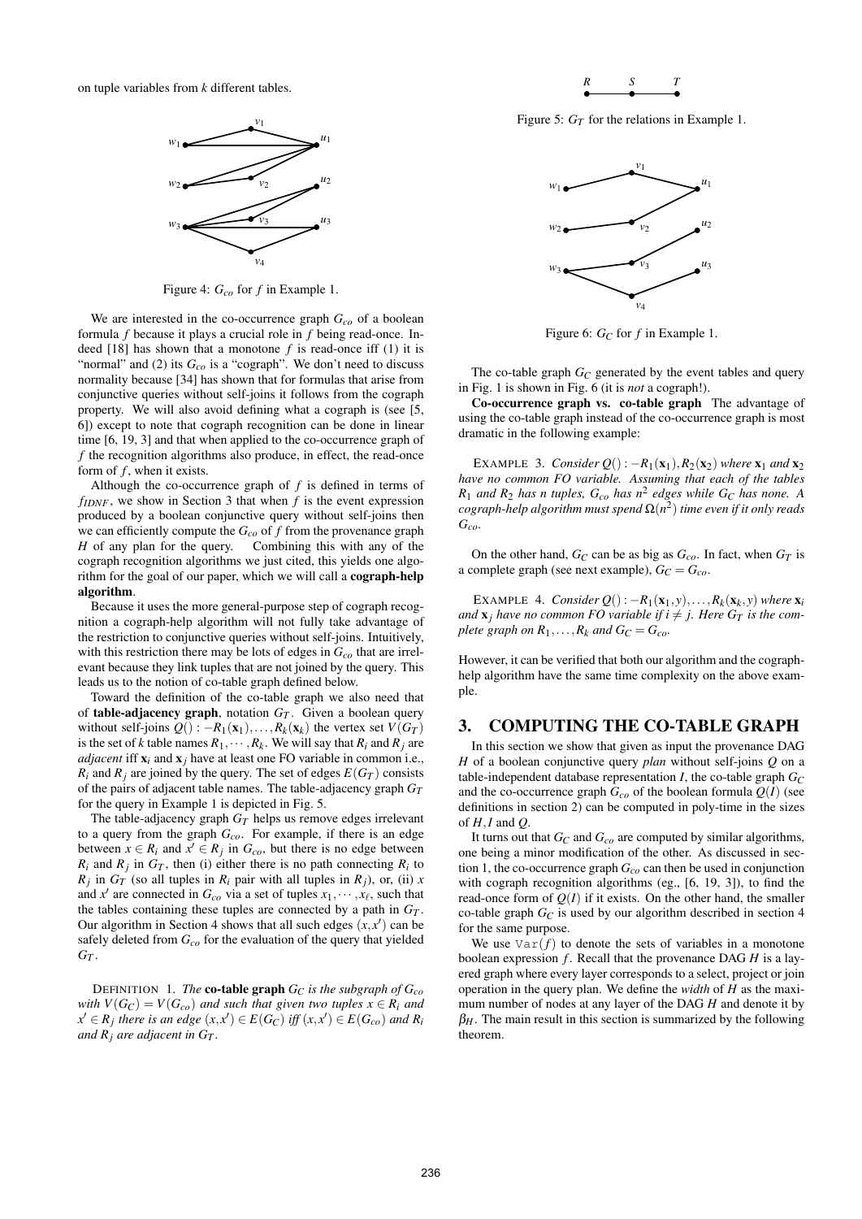on tuple variables from $k$ different tables.

Figure 4: $G_{co}$ for $f$ in Example 1.

We are interested in the co-occurrence graph $G_{co}$ of a boolean formula $f$ because it plays a crucial role in $f$ being read-once. Indeed [18] has shown that a monotone $f$ is read-once iff (1) it is "normal" and (2) its $G_{co}$ is a "cograph". We don't need to discuss normality because [34] has shown that for formulas that arise from conjunctive queries without self-joins it follows from the cograph property. We will also avoid defining what a cograph is (see [5, 6]) except to note that cograph recognition can be done in linear time [6, 19, 3] and that when applied to the co-occurrence graph of $f$ the recognition algorithms also produce, in effect, the read-once form of $f$, when it exists.

Although the co-occurrence graph of $f$ is defined in terms of $f_{IDNF}$, we show in Section 3 that when $f$ is the event expression produced by a boolean conjunctive query without self-joins then we can efficiently compute the $G_{co}$ of $f$ from the provenance graph $H$ of any plan for the query. Combining this with any of the cograph recognition algorithms we just cited, this yields one algorithm for the goal of our paper, which we will call a **cograph-help algorithm**.

Because it uses the more general-purpose step of cograph recognition a cograph-help algorithm will not fully take advantage of the restriction to conjunctive queries without self-joins. Intuitively, with this restriction there may be lots of edges in $G_{co}$ that are irrelevant because they link tuples that are not joined by the query. This leads us to the notion of co-table graph defined below.

Toward the definition of the co-table graph we also need that of **table-adjacency graph**, notation $G_T$. Given a boolean query without self-joins $Q() : -R_1(\mathbf{x}_1), \ldots, R_k(\mathbf{x}_k)$ the vertex set $V(G_T)$ is the set of $k$ table names $R_1, \cdots, R_k$. We will say that $R_i$ and $R_j$ are *adjacent* iff $\mathbf{x}_i$ and $\mathbf{x}_j$ have at least one FO variable in common i.e., $R_i$ and $R_j$ are joined by the query. The set of edges $E(G_T)$ consists of the pairs of adjacent table names. The table-adjacency graph $G_T$ for the query in Example 1 is depicted in Fig. 5.

The table-adjacency graph $G_T$ helps us remove edges irrelevant to a query from the graph $G_{co}$. For example, if there is an edge between $x \in R_i$ and $x' \in R_j$ in $G_{co}$, but there is no edge between $R_i$ and $R_j$ in $G_T$, then (i) either there is no path connecting $R_i$ to $R_j$ in $G_T$ (so all tuples in $R_i$ pair with all tuples in $R_j$), or, (ii) $x$ and $x'$ are connected in $G_{co}$ via a set of tuples $x_1, \cdots, x_\ell$, such that the tables containing these tuples are connected by a path in $G_T$. Our algorithm in Section 4 shows that all such edges $(x, x')$ can be safely deleted from $G_{co}$ for the evaluation of the query that yielded $G_T$.

DEFINITION 1. *The* **co-table graph** $G_C$ *is the subgraph of* $G_{co}$ *with* $V(G_C) = V(G_{co})$ *and such that given two tuples* $x \in R_i$ *and* $x' \in R_j$ *there is an edge* $(x, x') \in E(G_C)$ *iff* $(x, x') \in E(G_{co})$ *and* $R_i$ *and* $R_j$ *are adjacent in* $G_T$.

Figure 5: $G_T$ for the relations in Example 1.

Figure 6: $G_C$ for $f$ in Example 1.

The co-table graph $G_C$ generated by the event tables and query in Fig. 1 is shown in Fig. 6 (it is *not* a cograph!).

**Co-occurrence graph vs. co-table graph** The advantage of using the co-table graph instead of the co-occurrence graph is most dramatic in the following example:

EXAMPLE 3. *Consider* $Q() : -R_1(\mathbf{x}_1), R_2(\mathbf{x}_2)$ *where* $\mathbf{x}_1$ *and* $\mathbf{x}_2$ *have no common FO variable. Assuming that each of the tables* $R_1$ *and* $R_2$ *has* $n$ *tuples,* $G_{co}$ *has* $n^2$ *edges while* $G_C$ *has none. A cograph-help algorithm must spend* $\Omega(n^2)$ *time even if it only reads* $G_{co}$.

On the other hand, $G_C$ can be as big as $G_{co}$. In fact, when $G_T$ is a complete graph (see next example), $G_C = G_{co}$.

EXAMPLE 4. *Consider* $Q() : -R_1(\mathbf{x}_1, y), \ldots, R_k(\mathbf{x}_k, y)$ *where* $\mathbf{x}_i$ *and* $\mathbf{x}_j$ *have no common FO variable if* $i \neq j$. *Here* $G_T$ *is the complete graph on* $R_1, \ldots, R_k$ *and* $G_C = G_{co}$.

However, it can be verified that both our algorithm and the cograph-help algorithm have the same time complexity on the above example.

## 3. COMPUTING THE CO-TABLE GRAPH

In this section we show that given as input the provenance DAG $H$ of a boolean conjunctive query *plan* without self-joins $Q$ on a table-independent database representation $I$, the co-table graph $G_C$ and the co-occurrence graph $G_{co}$ of the boolean formula $Q(I)$ (see definitions in section 2) can be computed in poly-time in the sizes of $H, I$ and $Q$.

It turns out that $G_C$ and $G_{co}$ are computed by similar algorithms, one being a minor modification of the other. As discussed in section 1, the co-occurrence graph $G_{co}$ can then be used in conjunction with cograph recognition algorithms (eg., [6, 19, 3]), to find the read-once form of $Q(I)$ if it exists. On the other hand, the smaller co-table graph $G_C$ is used by our algorithm described in section 4 for the same purpose.

We use $\mathtt{Var}(f)$ to denote the sets of variables in a monotone boolean expression $f$. Recall that the provenance DAG $H$ is a layered graph where every layer corresponds to a select, project or join operation in the query plan. We define the *width* of $H$ as the maximum number of nodes at any layer of the DAG $H$ and denote it by $\beta_H$. The main result in this section is summarized by the following theorem.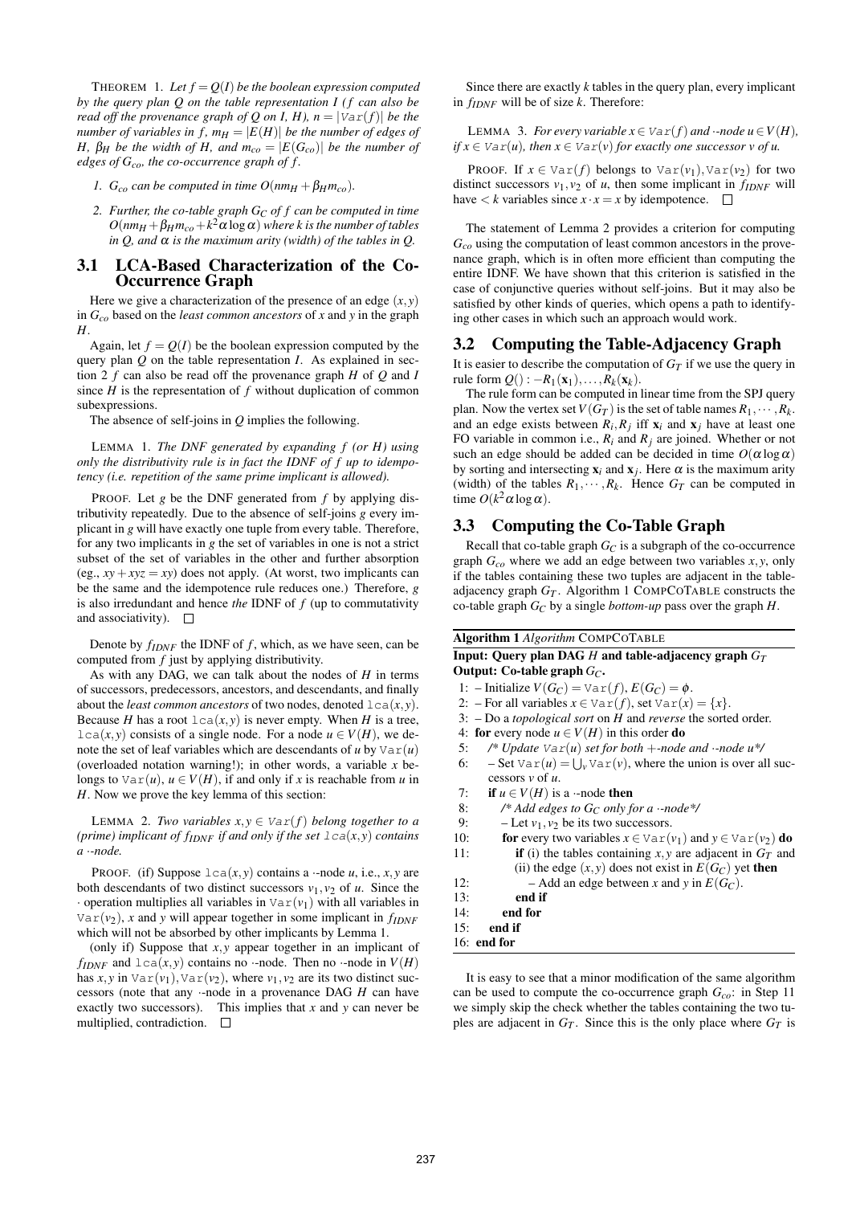THEOREM 1. *Let $f = Q(I)$ be the boolean expression computed by the query plan $Q$ on the table representation $I$ ($f$ can also be read off the provenance graph of $Q$ on $I$, $H$), $n = |\mathtt{Var}(f)|$ be the number of variables in $f$, $m_H = |E(H)|$ be the number of edges of $H$, $\beta_H$ be the width of $H$, and $m_{co} = |E(G_{co})|$ be the number of edges of $G_{co}$, the co-occurrence graph of $f$.*

1. *$G_{co}$ can be computed in time $O(nm_H + \beta_H m_{co})$.*
2. *Further, the co-table graph $G_C$ of $f$ can be computed in time $O(nm_H + \beta_H m_{co} + k^2 \alpha \log \alpha)$ where $k$ is the number of tables in $Q$, and $\alpha$ is the maximum arity (width) of the tables in $Q$.*

## 3.1 LCA-Based Characterization of the Co-Occurrence Graph

Here we give a characterization of the presence of an edge $(x, y)$ in $G_{co}$ based on the *least common ancestors* of $x$ and $y$ in the graph $H$.

Again, let $f = Q(I)$ be the boolean expression computed by the query plan $Q$ on the table representation $I$. As explained in section 2 $f$ can also be read off the provenance graph $H$ of $Q$ and $I$ since $H$ is the representation of $f$ without duplication of common subexpressions.

The absence of self-joins in $Q$ implies the following.

LEMMA 1. *The DNF generated by expanding $f$ (or $H$) using only the distributivity rule is in fact the IDNF of $f$ up to idempotency (i.e. repetition of the same prime implicant is allowed).*

PROOF. Let $g$ be the DNF generated from $f$ by applying distributivity repeatedly. Due to the absence of self-joins $g$ every implicant in $g$ will have exactly one tuple from every table. Therefore, for any two implicants in $g$ the set of variables in one is not a strict subset of the set of variables in the other and further absorption (eg., $xy + xyz = xy$) does not apply. (At worst, two implicants can be the same and the idempotence rule reduces one.) Therefore, $g$ is also irredundant and hence *the* IDNF of $f$ (up to commutativity and associativity). $\square$

Denote by $f_{IDNF}$ the IDNF of $f$, which, as we have seen, can be computed from $f$ just by applying distributivity.

As with any DAG, we can talk about the nodes of $H$ in terms of successors, predecessors, ancestors, and descendants, and finally about the *least common ancestors* of two nodes, denoted $\mathtt{lca}(x, y)$. Because $H$ has a root $\mathtt{lca}(x, y)$ is never empty. When $H$ is a tree, $\mathtt{lca}(x, y)$ consists of a single node. For a node $u \in V(H)$, we denote the set of leaf variables which are descendants of $u$ by $\mathtt{Var}(u)$ (overloaded notation warning!); in other words, a variable $x$ belongs to $\mathtt{Var}(u)$, $u \in V(H)$, if and only if $x$ is reachable from $u$ in $H$. Now we prove the key lemma of this section:

LEMMA 2. *Two variables $x, y \in \mathtt{Var}(f)$ belong together to a (prime) implicant of $f_{IDNF}$ if and only if the set $\mathtt{lca}(x, y)$ contains a $\cdot$-node.*

PROOF. (if) Suppose $\mathtt{lca}(x, y)$ contains a $\cdot$-node $u$, i.e., $x, y$ are both descendants of two distinct successors $v_1, v_2$ of $u$. Since the $\cdot$ operation multiplies all variables in $\mathtt{Var}(v_1)$ with all variables in $\mathtt{Var}(v_2)$, $x$ and $y$ will appear together in some implicant in $f_{IDNF}$ which will not be absorbed by other implicants by Lemma 1.

(only if) Suppose that $x, y$ appear together in an implicant of $f_{IDNF}$ and $\mathtt{lca}(x, y)$ contains no $\cdot$-node. Then no $\cdot$-node in $V(H)$ has $x, y$ in $\mathtt{Var}(v_1), \mathtt{Var}(v_2)$, where $v_1, v_2$ are its two distinct successors (note that any $\cdot$-node in a provenance DAG $H$ can have exactly two successors). This implies that $x$ and $y$ can never be multiplied, contradiction. $\square$

Since there are exactly $k$ tables in the query plan, every implicant in $f_{IDNF}$ will be of size $k$. Therefore:

LEMMA 3. *For every variable $x \in \mathtt{Var}(f)$ and $\cdot$-node $u \in V(H)$, if $x \in \mathtt{Var}(u)$, then $x \in \mathtt{Var}(v)$ for exactly one successor $v$ of $u$.*

PROOF. If $x \in \mathtt{Var}(f)$ belongs to $\mathtt{Var}(v_1), \mathtt{Var}(v_2)$ for two distinct successors $v_1, v_2$ of $u$, then some implicant in $f_{IDNF}$ will have $< k$ variables since $x \cdot x = x$ by idempotence. $\square$

The statement of Lemma 2 provides a criterion for computing $G_{co}$ using the computation of least common ancestors in the provenance graph, which is in often more efficient than computing the entire IDNF. We have shown that this criterion is satisfied in the case of conjunctive queries without self-joins. But it may also be satisfied by other kinds of queries, which opens a path to identifying other cases in which such an approach would work.

## 3.2 Computing the Table-Adjacency Graph

It is easier to describe the computation of $G_T$ if we use the query in rule form $Q() : -R_1(\mathbf{x}_1), \ldots, R_k(\mathbf{x}_k)$.

The rule form can be computed in linear time from the SPJ query plan. Now the vertex set $V(G_T)$ is the set of table names $R_1, \cdots, R_k$. and an edge exists between $R_i, R_j$ iff $\mathbf{x}_i$ and $\mathbf{x}_j$ have at least one FO variable in common i.e., $R_i$ and $R_j$ are joined. Whether or not such an edge should be added can be decided in time $O(\alpha \log \alpha)$ by sorting and intersecting $\mathbf{x}_i$ and $\mathbf{x}_j$. Here $\alpha$ is the maximum arity (width) of the tables $R_1, \cdots, R_k$. Hence $G_T$ can be computed in time $O(k^2 \alpha \log \alpha)$.

## 3.3 Computing the Co-Table Graph

Recall that co-table graph $G_C$ is a subgraph of the co-occurrence graph $G_{co}$ where we add an edge between two variables $x, y$, only if the tables containing these two tuples are adjacent in the table-adjacency graph $G_T$. Algorithm 1 COMPCOTABLE constructs the co-table graph $G_C$ by a single *bottom-up* pass over the graph $H$.

**Algorithm 1** *Algorithm* COMPCOTABLE

**Input: Query plan DAG $H$ and table-adjacency graph $G_T$**
**Output: Co-table graph $G_C$.**

```
1: – Initialize V(G_C) = Var(f), E(G_C) = φ.
2: – For all variables x ∈ Var(f), set Var(x) = {x}.
3: – Do a topological sort on H and reverse the sorted order.
4: for every node u ∈ V(H) in this order do
5:    /* Update Var(u) set for both +-node and ·-node u*/
6:    – Set Var(u) = ⋃_v Var(v), where the union is over all suc-
      cessors v of u.
7:    if u ∈ V(H) is a ·-node then
8:       /* Add edges to G_C only for a ·-node*/
9:       – Let v1, v2 be its two successors.
10:      for every two variables x ∈ Var(v1) and y ∈ Var(v2) do
11:         if (i) the tables containing x, y are adjacent in G_T and
            (ii) the edge (x, y) does not exist in E(G_C) yet then
12:            – Add an edge between x and y in E(G_C).
13:         end if
14:      end for
15:   end if
16: end for
```

It is easy to see that a minor modification of the same algorithm can be used to compute the co-occurrence graph $G_{co}$: in Step 11 we simply skip the check whether the tables containing the two tuples are adjacent in $G_T$. Since this is the only place where $G_T$ is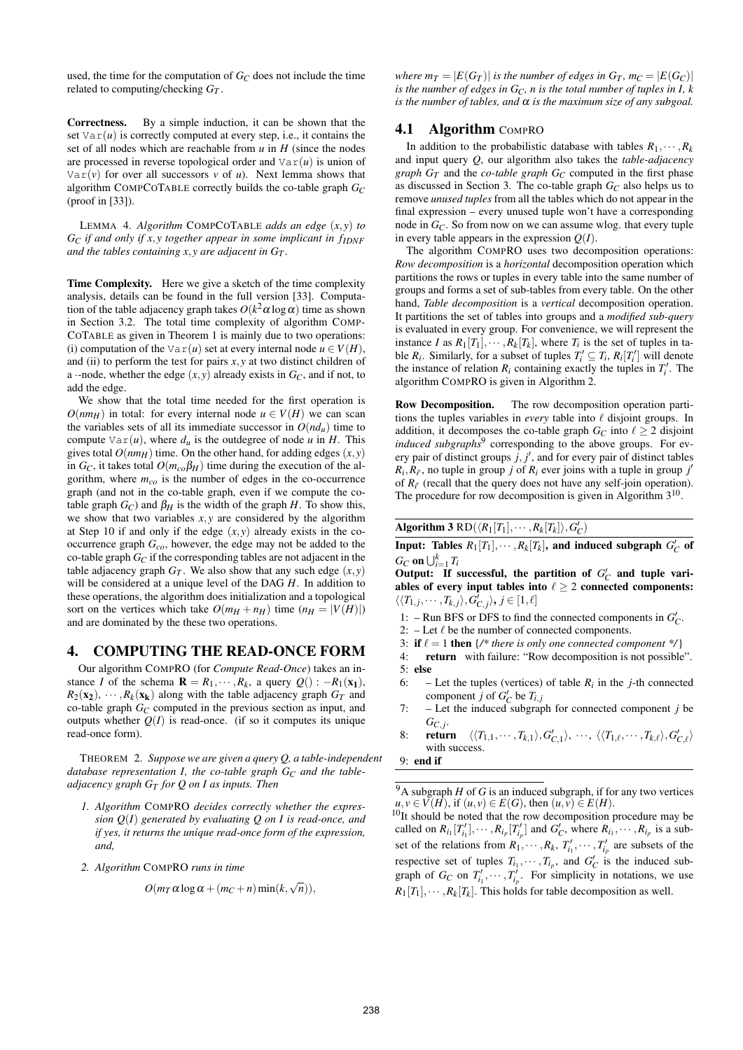used, the time for the computation of $G_C$ does not include the time related to computing/checking $G_T$.

**Correctness.** By a simple induction, it can be shown that the set $\mathtt{Var}(u)$ is correctly computed at every step, i.e., it contains the set of all nodes which are reachable from $u$ in $H$ (since the nodes are processed in reverse topological order and $\mathtt{Var}(u)$ is union of $\mathtt{Var}(v)$ for over all successors $v$ of $u$). Next lemma shows that algorithm CompCoTable correctly builds the co-table graph $G_C$ (proof in [33]).

LEMMA 4. *Algorithm* CompCoTable *adds an edge* $(x,y)$ *to* $G_C$ *if and only if* $x,y$ *together appear in some implicant in* $f_{IDNF}$ *and the tables containing* $x,y$ *are adjacent in* $G_T$.

**Time Complexity.** Here we give a sketch of the time complexity analysis, details can be found in the full version [33]. Computation of the table adjacency graph takes $O(k^2\alpha\log\alpha)$ time as shown in Section 3.2. The total time complexity of algorithm CompCoTable as given in Theorem 1 is mainly due to two operations: (i) computation of the $\mathtt{Var}(u)$ set at every internal node $u \in V(H)$, and (ii) to perform the test for pairs $x,y$ at two distinct children of a $\cdot$-node, whether the edge $(x,y)$ already exists in $G_C$, and if not, to add the edge.

We show that the total time needed for the first operation is $O(nm_H)$ in total: for every internal node $u \in V(H)$ we can scan the variables sets of all its immediate successor in $O(nd_u)$ time to compute $\mathtt{Var}(u)$, where $d_u$ is the outdegree of node $u$ in $H$. This gives total $O(nm_H)$ time. On the other hand, for adding edges $(x,y)$ in $G_C$, it takes total $O(m_{co}\beta_H)$ time during the execution of the algorithm, where $m_{co}$ is the number of edges in the co-occurrence graph (and not in the co-table graph, even if we compute the co-table graph $G_C$) and $\beta_H$ is the width of the graph $H$. To show this, we show that two variables $x,y$ are considered by the algorithm at Step 10 if and only if the edge $(x,y)$ already exists in the co-occurrence graph $G_{co}$, however, the edge may not be added to the co-table graph $G_C$ if the corresponding tables are not adjacent in the table adjacency graph $G_T$. We also show that any such edge $(x,y)$ will be considered at a unique level of the DAG $H$. In addition to these operations, the algorithm does initialization and a topological sort on the vertices which take $O(m_H + n_H)$ time ($n_H = |V(H)|$) and are dominated by the these two operations.

# 4. COMPUTING THE READ-ONCE FORM

Our algorithm CompRO (for *Compute Read-Once*) takes an instance $I$ of the schema $\mathbf{R} = R_1,\cdots,R_k$, a query $Q() :- R_1(\mathbf{x_1}), R_2(\mathbf{x_2}),\cdots,R_k(\mathbf{x_k})$ along with the table adjacency graph $G_T$ and co-table graph $G_C$ computed in the previous section as input, and outputs whether $Q(I)$ is read-once. (if so it computes its unique read-once form).

THEOREM 2. *Suppose we are given a query $Q$, a table-independent database representation $I$, the co-table graph $G_C$ and the table-adjacency graph $G_T$ for $Q$ on $I$ as inputs. Then*

1. *Algorithm* CompRO *decides correctly whether the expression $Q(I)$ generated by evaluating $Q$ on $I$ is read-once, and if yes, it returns the unique read-once form of the expression, and,*
2. *Algorithm* CompRO *runs in time*

$$O(m_T\alpha\log\alpha + (m_C+n)\min(k,\sqrt{n})),$$

*where $m_T = |E(G_T)|$ is the number of edges in $G_T$, $m_C = |E(G_C)|$ is the number of edges in $G_C$, $n$ is the total number of tuples in $I$, $k$ is the number of tables, and $\alpha$ is the maximum size of any subgoal.*

## 4.1 Algorithm CompRO

In addition to the probabilistic database with tables $R_1,\cdots,R_k$ and input query $Q$, our algorithm also takes the *table-adjacency graph $G_T$* and the *co-table graph $G_C$* computed in the first phase as discussed in Section 3. The co-table graph $G_C$ also helps us to remove *unused tuples* from all the tables which do not appear in the final expression – every unused tuple won't have a corresponding node in $G_C$. So from now on we can assume wlog. that every tuple in every table appears in the expression $Q(I)$.

The algorithm CompRO uses two decomposition operations: *Row decomposition* is a *horizontal* decomposition operation which partitions the rows or tuples in every table into the same number of groups and forms a set of sub-tables from every table. On the other hand, *Table decomposition* is a *vertical* decomposition operation. It partitions the set of tables into groups and a *modified sub-query* is evaluated in every group. For convenience, we will represent the instance $I$ as $R_1[T_1],\cdots,R_k[T_k]$, where $T_i$ is the set of tuples in table $R_i$. Similarly, for a subset of tuples $T_i' \subseteq T_i$, $R_i[T_i']$ will denote the instance of relation $R_i$ containing exactly the tuples in $T_i'$. The algorithm CompRO is given in Algorithm 2.

**Row Decomposition.** The row decomposition operation partitions the tuples variables in *every* table into $\ell$ disjoint groups. In addition, it decomposes the co-table graph $G_C$ into $\ell \geq 2$ disjoint *induced subgraphs*[9] corresponding to the above groups. For every pair of distinct groups $j, j'$, and for every pair of distinct tables $R_i, R_{i'}$, no tuple in group $j$ of $R_i$ ever joins with a tuple in group $j'$ of $R_{i'}$ (recall that the query does not have any self-join operation). The procedure for row decomposition is given in Algorithm 3[10].

**Algorithm 3** $\mathrm{RD}(\langle R_1[T_1],\cdots,R_k[T_k]\rangle, G_C')$

**Input: Tables $R_1[T_1],\cdots,R_k[T_k]$, and induced subgraph $G_C'$ of $G_C$ on $\bigcup_{i=1}^k T_i$**

**Output: If successful, the partition of $G_C'$ and tuple variables of every input tables into $\ell \geq 2$ connected components: $\langle\langle T_{1,j},\cdots,T_{k,j}\rangle, G_{C,j}'\rangle$, $j \in [1,\ell]$**

1: – Run BFS or DFS to find the connected components in $G_C'$.
2: – Let $\ell$ be the number of connected components.
3: **if** $\ell = 1$ **then** {/\* *there is only one connected component* \*/}
4: **return** with failure: "Row decomposition is not possible".
5: **else**
6: – Let the tuples (vertices) of table $R_i$ in the $j$-th connected component $j$ of $G_C'$ be $T_{i,j}$
7: – Let the induced subgraph for connected component $j$ be $G_{C,j}'$.
8: **return** $\langle\langle T_{1,1},\cdots,T_{k,1}\rangle, G_{C,1}'\rangle, \cdots, \langle\langle T_{1,\ell},\cdots,T_{k,\ell}\rangle, G_{C,\ell}'\rangle$ with success.
9: **end if**

[9]A subgraph $H$ of $G$ is an induced subgraph, if for any two vertices $u,v \in V(H)$, if $(u,v) \in E(G)$, then $(u,v) \in E(H)$.

[10]It should be noted that the row decomposition procedure may be called on $R_{i_1}[T_{i_1}'],\cdots,R_{i_p}[T_{i_p}']$ and $G_C'$, where $R_{i_1},\cdots,R_{i_p}$ is a subset of the relations from $R_1,\cdots,R_k$, $T_{i_1}',\cdots,T_{i_p}'$ are subsets of the respective set of tuples $T_{i_1},\cdots,T_{i_p}$, and $G_C'$ is the induced subgraph of $G_C$ on $T_{i_1}',\cdots,T_{i_p}'$. For simplicity in notations, we use $R_1[T_1],\cdots,R_k[T_k]$. This holds for table decomposition as well.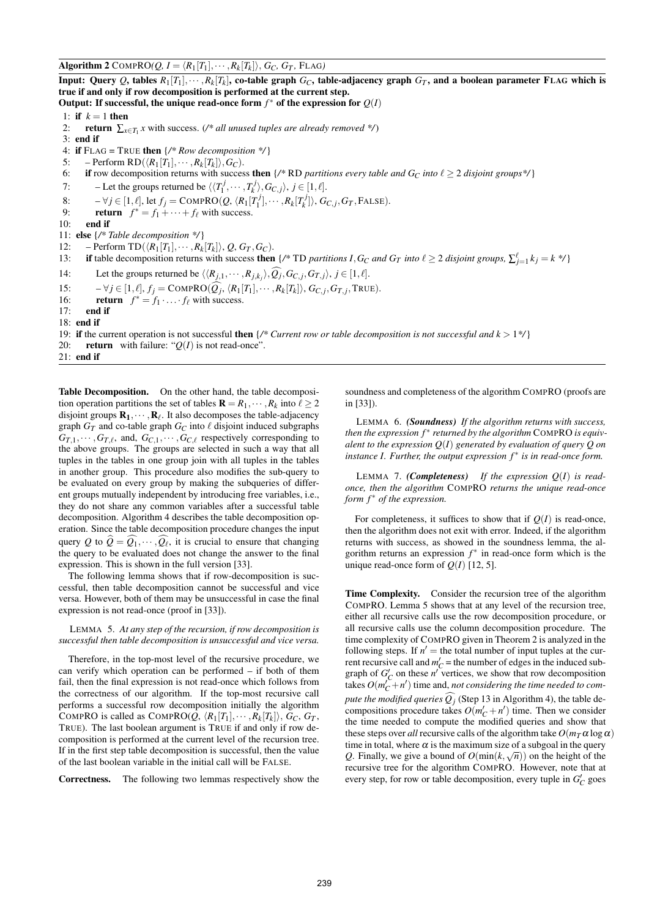**Algorithm 2** COMPRO($Q$, $I = \langle R_1[T_1], \cdots, R_k[T_k] \rangle$, $G_C$, $G_T$, FLAG)

**Input: Query $Q$, tables $R_1[T_1], \cdots, R_k[T_k]$, co-table graph $G_C$, table-adjacency graph $G_T$, and a boolean parameter FLAG which is true if and only if row decomposition is performed at the current step.**
**Output: If successful, the unique read-once form $f^*$ of the expression for $Q(I)$**

```
1:  if k = 1 then
2:      return Σ_{x∈T_1} x with success. (/* all unused tuples are already removed */)
3:  end if
4:  if FLAG = TRUE then {/* Row decomposition */}
5:      – Perform RD(⟨R_1[T_1], ··· , R_k[T_k]⟩, G_C).
6:      if row decomposition returns with success then {/* RD partitions every table and G_C into ℓ ≥ 2 disjoint groups*/}
7:          – Let the groups returned be ⟨⟨T_1^j, ··· , T_k^j⟩, G_{C,j}⟩, j ∈ [1, ℓ].
8:          – ∀ j ∈ [1, ℓ], let f_j = COMPRO(Q, ⟨R_1[T_1^j], ··· , R_k[T_k^j]⟩, G_{C,j}, G_T, FALSE).
9:          return f* = f_1 + ··· + f_ℓ with success.
10:     end if
11: else {/* Table decomposition */}
12:     – Perform TD(⟨R_1[T_1], ··· , R_k[T_k]⟩, Q, G_T, G_C).
13:     if table decomposition returns with success then {/* TD partitions I, G_C and G_T into ℓ ≥ 2 disjoint groups, Σ_{j=1}^ℓ k_j = k */}
14:         Let the groups returned be ⟨⟨R_{j,1}, ··· , R_{j,k_j}⟩, Q̂_j, G_{C,j}, G_{T,j}⟩, j ∈ [1, ℓ].
15:         – ∀ j ∈ [1, ℓ], f_j = COMPRO(Q̂_j, ⟨R_1[T_1], ··· , R_k[T_k]⟩, G_{C,j}, G_{T,j}, TRUE).
16:         return f* = f_1 · ... · f_ℓ with success.
17:     end if
18: end if
19: if the current operation is not successful then {/* Current row or table decomposition is not successful and k > 1*/}
20:     return with failure: "Q(I) is not read-once".
21: end if
```

**Table Decomposition.** On the other hand, the table decomposition operation partitions the set of tables $\mathbf{R} = R_1, \cdots, R_k$ into $\ell \geq 2$ disjoint groups $\mathbf{R_1}, \cdots, \mathbf{R}_\ell$. It also decomposes the table-adjacency graph $G_T$ and co-table graph $G_C$ into $\ell$ disjoint induced subgraphs $G_{T,1}, \cdots, G_{T,\ell}$, and, $G_{C,1}, \cdots, G_{C,\ell}$ respectively corresponding to the above groups. The groups are selected in such a way that all tuples in the tables in one group join with all tuples in the tables in another group. This procedure also modifies the sub-query to be evaluated on every group by making the subqueries of different groups mutually independent by introducing free variables, i.e., they do not share any common variables after a successful table decomposition. Algorithm 4 describes the table decomposition operation. Since the table decomposition procedure changes the input query $Q$ to $\widehat{Q} = \widehat{Q_1}, \cdots, \widehat{Q_\ell}$, it is crucial to ensure that changing the query to be evaluated does not change the answer to the final expression. This is shown in the full version [33].

The following lemma shows that if row-decomposition is successful, then table decomposition cannot be successful and vice versa. However, both of them may be unsuccessful in case the final expression is not read-once (proof in [33]).

LEMMA 5. *At any step of the recursion, if row decomposition is successful then table decomposition is unsuccessful and vice versa.*

Therefore, in the top-most level of the recursive procedure, we can verify which operation can be performed – if both of them fail, then the final expression is not read-once which follows from the correctness of our algorithm. If the top-most recursive call performs a successful row decomposition initially the algorithm COMPRO is called as COMPRO($Q$, $\langle R_1[T_1], \cdots, R_k[T_k] \rangle$, $G_C$, $G_T$, TRUE). The last boolean argument is TRUE if and only if row decomposition is performed at the current level of the recursion tree. If in the first step table decomposition is successful, then the value of the last boolean variable in the initial call will be FALSE.

**Correctness.** The following two lemmas respectively show the soundness and completeness of the algorithm COMPRO (proofs are in [33]).

LEMMA 6. ***(Soundness)*** *If the algorithm returns with success, then the expression $f^*$ returned by the algorithm* COMPRO *is equivalent to the expression $Q(I)$ generated by evaluation of query $Q$ on instance $I$. Further, the output expression $f^*$ is in read-once form.*

LEMMA 7. ***(Completeness)*** *If the expression $Q(I)$ is read-once, then the algorithm* COMPRO *returns the unique read-once form $f^*$ of the expression.*

For completeness, it suffices to show that if $Q(I)$ is read-once, then the algorithm does not exit with error. Indeed, if the algorithm returns with success, as showed in the soundness lemma, the algorithm returns an expression $f^*$ in read-once form which is the unique read-once form of $Q(I)$ [12, 5].

**Time Complexity.** Consider the recursion tree of the algorithm COMPRO. Lemma 5 shows that at any level of the recursion tree, either all recursive calls use the row decomposition procedure, or all recursive calls use the column decomposition procedure. The time complexity of COMPRO given in Theorem 2 is analyzed in the following steps. If $n'$ = the total number of input tuples at the current recursive call and $m'_C$ = the number of edges in the induced subgraph of $G'_C$ on these $n'$ vertices, we show that row decomposition takes $O(m'_C + n')$ time and, *not considering the time needed to compute the modified queries $\widehat{Q_j}$* (Step 13 in Algorithm 4), the table decompositions procedure takes $O(m'_C + n')$ time. Then we consider the time needed to compute the modified queries and show that these steps over *all* recursive calls of the algorithm take $O(m_T \alpha \log \alpha)$ time in total, where $\alpha$ is the maximum size of a subgoal in the query $Q$. Finally, we give a bound of $O(\min(k, \sqrt{n}))$ on the height of the recursive tree for the algorithm COMPRO. However, note that at every step, for row or table decomposition, every tuple in $G'_C$ goes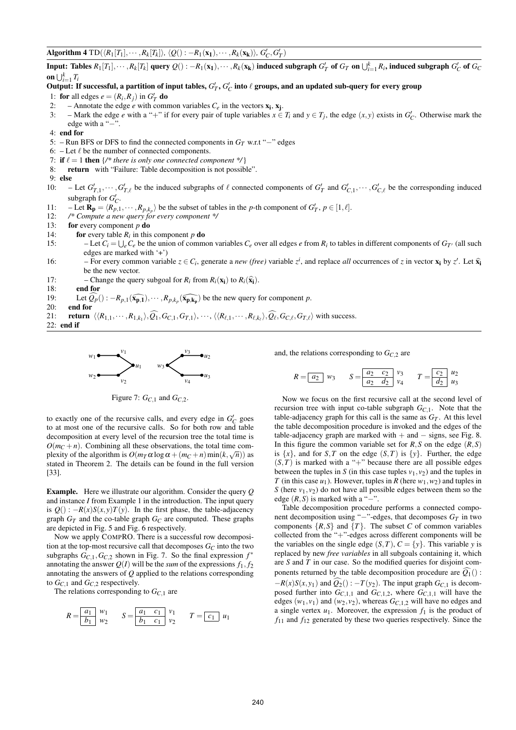**Algorithm 4** TD($\langle R_1[T_1], \cdots, R_k[T_k] \rangle$, $\langle Q() : -R_1(\mathbf{x_1}), \cdots, R_k(\mathbf{x_k}) \rangle$, $G'_C, G'_T$)

**Input: Tables $R_1[T_1], \cdots, R_k[T_k]$ query $Q() : -R_1(\mathbf{x_1}), \cdots, R_k(\mathbf{x_k})$ induced subgraph $G'_T$ of $G_T$ on $\bigcup_{i=1}^k R_i$, induced subgraph $G'_C$ of $G_C$ on $\bigcup_{i=1}^k T_i$**

**Output: If successful, a partition of input tables, $G'_T$, $G'_C$ into $\ell$ groups, and an updated sub-query for every group**

1: **for** all edges $e = (R_i, R_j)$ in $G'_T$ **do**
2: – Annotate the edge $e$ with common variables $C_e$ in the vectors $\mathbf{x_i}$, $\mathbf{x_j}$.
3: – Mark the edge $e$ with a "+" if for every pair of tuple variables $x \in T_i$ and $y \in T_j$, the edge $(x, y)$ exists in $G'_C$. Otherwise mark the edge with a "−".
4: **end for**
5: – Run BFS or DFS to find the connected components in $G_T$ w.r.t "−" edges
6: – Let $\ell$ be the number of connected components.
7: **if** $\ell = 1$ **then** {*/\* there is only one connected component \*/*}
8: **return** with "Failure: Table decomposition is not possible".
9: **else**
10: – Let $G'_{T,1}, \cdots, G'_{T,\ell}$ be the induced subgraphs of $\ell$ connected components of $G'_T$ and $G'_{C,1}, \cdots, G'_{C,\ell}$ be the corresponding induced subgraph for $G'_C$.
11: – Let $\mathbf{R_p} = \langle R_{p,1}, \cdots, R_{p,k_p} \rangle$ be the subset of tables in the $p$-th component of $G'_T$, $p \in [1, \ell]$.
12: */\* Compute a new query for every component \*/*
13: **for** every component $p$ **do**
14: **for** every table $R_i$ in this component $p$ **do**
15: – Let $C_i = \bigcup_e C_e$ be the union of common variables $C_e$ over all edges $e$ from $R_i$ to tables in different components of $G_{T'}$ (all such edges are marked with '+')
16: – For every common variable $z \in C_i$, generate a *new (free)* variable $z^i$, and replace *all* occurrences of $z$ in vector $\mathbf{x_i}$ by $z'$. Let $\widehat{\mathbf{x_i}}$ be the new vector.
17: – Change the query subgoal for $R_i$ from $R_i(\mathbf{x_i})$ to $R_i(\widehat{\mathbf{x_i}})$.
18: **end for**
19: Let $\widehat{Q_p}() : -R_{p,1}(\widehat{\mathbf{x_{p,1}}}), \cdots, R_{p,k_p}(\widehat{\mathbf{x_{p,k_p}}})$ be the new query for component $p$.
20: **end for**
21: **return** $\langle \langle R_{1,1}, \cdots, R_{1,k_1} \rangle, \widehat{Q_1}, G_{C,1}, G_{T,1} \rangle, \cdots, \langle \langle R_{\ell,1}, \cdots, R_{\ell,k_\ell} \rangle, \widehat{Q_\ell}, G_{C,\ell}, G_{T,\ell} \rangle$ with success.
22: **end if**

Figure 7: $G_{C,1}$ and $G_{C,2}$.

to exactly one of the recursive calls, and every edge in $G'_C$ goes to at most one of the recursive calls. So for both row and table decomposition at every level of the recursion tree the total time is $O(m_C + n)$. Combining all these observations, the total time complexity of the algorithm is $O(m_T \alpha \log \alpha + (m_C + n)\min(k, \sqrt{n}))$ as stated in Theorem 2. The details can be found in the full version [33].

**Example.** Here we illustrate our algorithm. Consider the query $Q$ and instance $I$ from Example 1 in the introduction. The input query is $Q() : -R(x)S(x,y)T(y)$. In the first phase, the table-adjacency graph $G_T$ and the co-table graph $G_C$ are computed. These graphs are depicted in Fig. 5 and Fig. 6 respectively.

Now we apply COMPRO. There is a successful row decomposition at the top-most recursive call that decomposes $G_C$ into the two subgraphs $G_{C,1}, G_{C,2}$ shown in Fig. 7. So the final expression $f^*$ annotating the answer $Q(I)$ will be the *sum* of the expressions $f_1, f_2$ annotating the answers of $Q$ applied to the relations corresponding to $G_{C,1}$ and $G_{C,2}$ respectively.

The relations corresponding to $G_{C,1}$ are

$R$ = 

| | |
|---|---|
| $a_1$ | $w_1$ |
| $b_1$ | $w_2$ |

$S$ = 

| | | |
|---|---|---|
| $a_1$ | $c_1$ | $v_1$ |
| $b_1$ | $c_1$ | $v_2$ |

$T$ = 

| | |
|---|---|
| $c_1$ | $u_1$ |

and, the relations corresponding to $G_{C,2}$ are

$R$ = 

| | |
|---|---|
| $a_2$ | $w_3$ |

$S$ = 

| | | |
|---|---|---|
| $a_2$ | $c_2$ | $v_3$ |
| $a_2$ | $d_2$ | $v_4$ |

$T$ = 

| | |
|---|---|
| $c_2$ | $u_2$ |
| $d_2$ | $u_3$ |

Now we focus on the first recursive call at the second level of recursion tree with input co-table subgraph $G_{C,1}$. Note that the table-adjacency graph for this call is the same as $G_T$. At this level the table decomposition procedure is invoked and the edges of the table-adjacency graph are marked with + and − signs, see Fig. 8. In this figure the common variable set for $R, S$ on the edge $(R, S)$ is $\{x\}$, and for $S, T$ on the edge $(S, T)$ is $\{y\}$. Further, the edge $(S, T)$ is marked with a "+" because there are all possible edges between the tuples in $S$ (in this case tuples $v_1, v_2$) and the tuples in $T$ (in this case $u_1$). However, tuples in $R$ (here $w_1, w_2$) and tuples in $S$ (here $v_1, v_2$) do not have all possible edges between them so the edge $(R, S)$ is marked with a "−".

Table decomposition procedure performs a connected component decomposition using "−"-edges, that decomposes $G_T$ in two components $\{R, S\}$ and $\{T\}$. The subset $C$ of common variables collected from the "+"-edges across different components will be the variables on the single edge $(S, T)$, $C = \{y\}$. This variable $y$ is replaced by new *free variables* in all subgoals containing it, which are $S$ and $T$ in our case. So the modified queries for disjoint components returned by the table decomposition procedure are $\widehat{Q_1}() : -R(x)S(x, y_1)$ and $\widehat{Q_2}() : -T(y_2)$. The input graph $G_{C,1}$ is decomposed further into $G_{C,1,1}$ and $G_{C,1,2}$, where $G_{C,1,1}$ will have the edges $(w_1, v_1)$ and $(w_2, v_2)$, whereas $G_{C,1,2}$ will have no edges and a single vertex $u_1$. Moreover, the expression $f_1$ is the product of $f_{11}$ and $f_{12}$ generated by these two queries respectively. Since the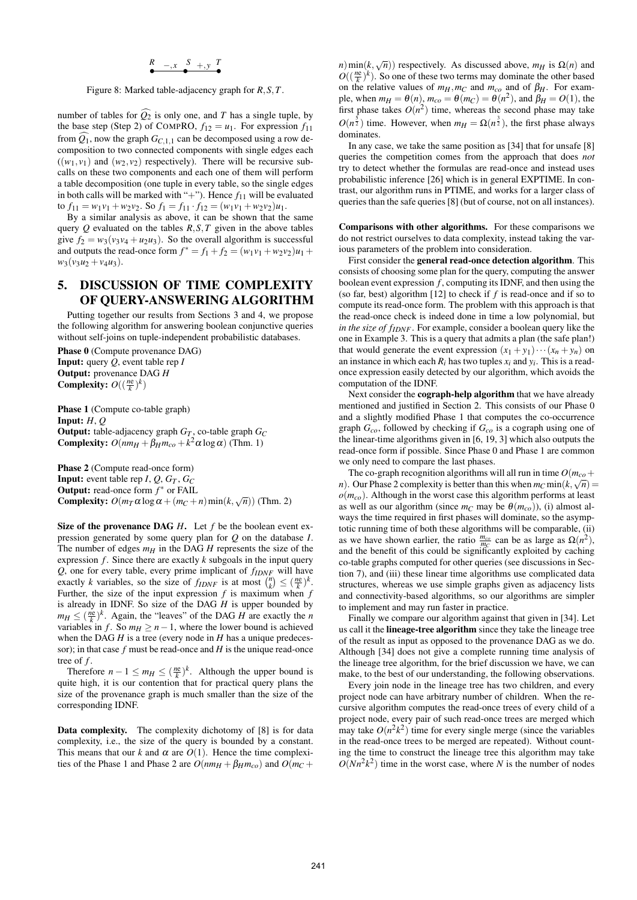$R \quad -,x \quad S \quad +,y \quad T$

Figure 8: Marked table-adjacency graph for $R, S, T$.

number of tables for $\widehat{Q_2}$ is only one, and $T$ has a single tuple, by the base step (Step 2) of COMPRO, $f_{12} = u_1$. For expression $f_{11}$ from $\widehat{Q_1}$, now the graph $G_{C,1,1}$ can be decomposed using a row decomposition to two connected components with single edges each ($(w_1, v_1)$ and $(w_2, v_2)$ respectively). There will be recursive subcalls on these two components and each one of them will perform a table decomposition (one tuple in every table, so the single edges in both calls will be marked with "+"). Hence $f_{11}$ will be evaluated to $f_{11} = w_1v_1 + w_2v_2$. So $f_1 = f_{11} \cdot f_{12} = (w_1v_1 + w_2v_2)u_1$.

By a similar analysis as above, it can be shown that the same query $Q$ evaluated on the tables $R, S, T$ given in the above tables give $f_2 = w_3(v_3v_4 + u_2u_3)$. So the overall algorithm is successful and outputs the read-once form $f^* = f_1 + f_2 = (w_1v_1 + w_2v_2)u_1 + w_3(v_3u_2 + v_4u_3)$.

# 5. DISCUSSION OF TIME COMPLEXITY OF QUERY-ANSWERING ALGORITHM

Putting together our results from Sections 3 and 4, we propose the following algorithm for answering boolean conjunctive queries without self-joins on tuple-independent probabilistic databases.

**Phase 0** (Compute provenance DAG)
**Input:** query $Q$, event table rep $I$
**Output:** provenance DAG $H$
**Complexity:** $O((\frac{ne}{k})^k)$

**Phase 1** (Compute co-table graph)
**Input:** $H$, $Q$
**Output:** table-adjacency graph $G_T$, co-table graph $G_C$
**Complexity:** $O(nm_H + \beta_H m_{co} + k^2\alpha\log\alpha)$ (Thm. 1)

**Phase 2** (Compute read-once form)
**Input:** event table rep $I$, $Q$, $G_T$, $G_C$
**Output:** read-once form $f^*$ or FAIL
**Complexity:** $O(m_T\alpha\log\alpha + (m_C + n)\min(k, \sqrt{n}))$ (Thm. 2)

**Size of the provenance DAG $H$.** Let $f$ be the boolean event expression generated by some query plan for $Q$ on the database $I$. The number of edges $m_H$ in the DAG $H$ represents the size of the expression $f$. Since there are exactly $k$ subgoals in the input query $Q$, one for every table, every prime implicant of $f_{IDNF}$ will have exactly $k$ variables, so the size of $f_{IDNF}$ is at most $\binom{n}{k} \leq (\frac{ne}{k})^k$. Further, the size of the input expression $f$ is maximum when $f$ is already in IDNF. So size of the DAG $H$ is upper bounded by $m_H \leq (\frac{ne}{k})^k$. Again, the "leaves" of the DAG $H$ are exactly the $n$ variables in $f$. So $m_H \geq n-1$, where the lower bound is achieved when the DAG $H$ is a tree (every node in $H$ has a unique predecessor); in that case $f$ must be read-once and $H$ is the unique read-once tree of $f$.

Therefore $n - 1 \leq m_H \leq (\frac{ne}{k})^k$. Although the upper bound is quite high, it is our contention that for practical query plans the size of the provenance graph is much smaller than the size of the corresponding IDNF.

**Data complexity.** The complexity dichotomy of [8] is for data complexity, i.e., the size of the query is bounded by a constant. This means that our $k$ and $\alpha$ are $O(1)$. Hence the time complexities of the Phase 1 and Phase 2 are $O(nm_H + \beta_H m_{co})$ and $O(m_C + n)\min(k, \sqrt{n}))$ respectively. As discussed above, $m_H$ is $\Omega(n)$ and $O((\frac{ne}{k})^k)$. So one of these two terms may dominate the other based on the relative values of $m_H, m_C$ and $m_{co}$ and of $\beta_H$. For example, when $m_H = \theta(n)$, $m_{co} = \theta(m_C) = \theta(n^2)$, and $\beta_H = O(1)$, the first phase takes $O(n^2)$ time, whereas the second phase may take $O(n^{\frac{5}{2}})$ time. However, when $m_H = \Omega(n^{\frac{3}{2}})$, the first phase always dominates.

In any case, we take the same position as [34] that for unsafe [8] queries the competition comes from the approach that does *not* try to detect whether the formulas are read-once and instead uses probabilistic inference [26] which is in general EXPTIME. In contrast, our algorithm runs in PTIME, and works for a larger class of queries than the safe queries [8] (but of course, not on all instances).

**Comparisons with other algorithms.** For these comparisons we do not restrict ourselves to data complexity, instead taking the various parameters of the problem into consideration.

First consider the **general read-once detection algorithm**. This consists of choosing some plan for the query, computing the answer boolean event expression $f$, computing its IDNF, and then using the (so far, best) algorithm [12] to check if $f$ is read-once and if so to compute its read-once form. The problem with this approach is that the read-once check is indeed done in time a low polynomial, but *in the size of $f_{IDNF}$*. For example, consider a boolean query like the one in Example 3. This is a query that admits a plan (the safe plan!) that would generate the event expression $(x_1 + y_1)\cdots(x_n + y_n)$ on an instance in which each $R_i$ has two tuples $x_i$ and $y_i$. This is a read-once expression easily detected by our algorithm, which avoids the computation of the IDNF.

Next consider the **cograph-help algorithm** that we have already mentioned and justified in Section 2. This consists of our Phase 0 and a slightly modified Phase 1 that computes the co-occurrence graph $G_{co}$, followed by checking if $G_{co}$ is a cograph using one of the linear-time algorithms given in [6, 19, 3] which also outputs the read-once form if possible. Since Phase 0 and Phase 1 are common we only need to compare the last phases.

The co-graph recognition algorithms will all run in time $O(m_{co} + n)$. Our Phase 2 complexity is better than this when $m_C\min(k, \sqrt{n}) = o(m_{co})$. Although in the worst case this algorithm performs at least as well as our algorithm (since $m_C$ may be $\theta(m_{co})$), (i) almost always the time required in first phases will dominate, so the asymptotic running time of both these algorithms will be comparable, (ii) as we have shown earlier, the ratio $\frac{m_{co}}{m_C}$ can be as large as $\Omega(n^2)$, and the benefit of this could be significantly exploited by caching co-table graphs computed for other queries (see discussions in Section 7), and (iii) these linear time algorithms use complicated data structures, whereas we use simple graphs given as adjacency lists and connectivity-based algorithms, so our algorithms are simpler to implement and may run faster in practice.

Finally we compare our algorithm against that given in [34]. Let us call it the **lineage-tree algorithm** since they take the lineage tree of the result as input as opposed to the provenance DAG as we do. Although [34] does not give a complete running time analysis of the lineage tree algorithm, for the brief discussion we have, we can make, to the best of our understanding, the following observations.

Every join node in the lineage tree has two children, and every project node can have arbitrary number of children. When the recursive algorithm computes the read-once trees of every child of a project node, every pair of such read-once trees are merged which may take $O(n^2k^2)$ time for every single merge (since the variables in the read-once trees to be merged are repeated). Without counting the time to construct the lineage tree this algorithm may take $O(Nn^2k^2)$ time in the worst case, where $N$ is the number of nodes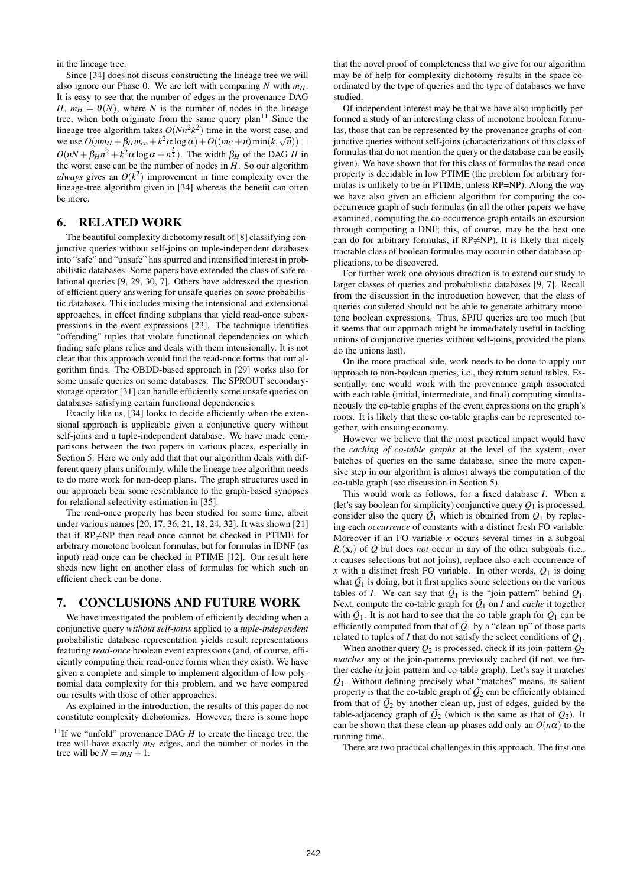in the lineage tree.

Since [34] does not discuss constructing the lineage tree we will also ignore our Phase 0. We are left with comparing $N$ with $m_H$. It is easy to see that the number of edges in the provenance DAG $H$, $m_H = \theta(N)$, where $N$ is the number of nodes in the lineage tree, when both originate from the same query plan[11] Since the lineage-tree algorithm takes $O(Nn^2k^2)$ time in the worst case, and we use $O(nm_H + \beta_H m_{co} + k^2\alpha\log\alpha) + O((m_C + n)\min(k, \sqrt{n})) = O(nN + \beta_H n^2 + k^2\alpha\log\alpha + n^{\frac{5}{2}})$. The width $\beta_H$ of the DAG $H$ in the worst case can be the number of nodes in $H$. So our algorithm *always* gives an $O(k^2)$ improvement in time complexity over the lineage-tree algorithm given in [34] whereas the benefit can often be more.

## 6. RELATED WORK

The beautiful complexity dichotomy result of [8] classifying conjunctive queries without self-joins on tuple-independent databases into "safe" and "unsafe" has spurred and intensified interest in probabilistic databases. Some papers have extended the class of safe relational queries [9, 29, 30, 7]. Others have addressed the question of efficient query answering for unsafe queries on *some* probabilistic databases. This includes mixing the intensional and extensional approaches, in effect finding subplans that yield read-once subexpressions in the event expressions [23]. The technique identifies "offending" tuples that violate functional dependencies on which finding safe plans relies and deals with them intensionally. It is not clear that this approach would find the read-once forms that our algorithm finds. The OBDD-based approach in [29] works also for some unsafe queries on some databases. The SPROUT secondary-storage operator [31] can handle efficiently some unsafe queries on databases satisfying certain functional dependencies.

Exactly like us, [34] looks to decide efficiently when the extensional approach is applicable given a conjunctive query without self-joins and a tuple-independent database. We have made comparisons between the two papers in various places, especially in Section 5. Here we only add that that our algorithm deals with different query plans uniformly, while the lineage tree algorithm needs to do more work for non-deep plans. The graph structures used in our approach bear some resemblance to the graph-based synopses for relational selectivity estimation in [35].

The read-once property has been studied for some time, albeit under various names [20, 17, 36, 21, 18, 24, 32]. It was shown [21] that if RP≠NP then read-once cannot be checked in PTIME for arbitrary monotone boolean formulas, but for formulas in IDNF (as input) read-once can be checked in PTIME [12]. Our result here sheds new light on another class of formulas for which such an efficient check can be done.

## 7. CONCLUSIONS AND FUTURE WORK

We have investigated the problem of efficiently deciding when a conjunctive query *without self-joins* applied to a *tuple-independent* probabilistic database representation yields result representations featuring *read-once* boolean event expressions (and, of course, efficiently computing their read-once forms when they exist). We have given a complete and simple to implement algorithm of low polynomial data complexity for this problem, and we have compared our results with those of other approaches.

As explained in the introduction, the results of this paper do not constitute complexity dichotomies. However, there is some hope that the novel proof of completeness that we give for our algorithm may be of help for complexity dichotomy results in the space coordinated by the type of queries and the type of databases we have studied.

Of independent interest may be that we have also implicitly performed a study of an interesting class of monotone boolean formulas, those that can be represented by the provenance graphs of conjunctive queries without self-joins (characterizations of this class of formulas that do not mention the query or the database can be easily given). We have shown that for this class of formulas the read-once property is decidable in low PTIME (the problem for arbitrary formulas is unlikely to be in PTIME, unless RP=NP). Along the way we have also given an efficient algorithm for computing the co-occurrence graph of such formulas (in all the other papers we have examined, computing the co-occurrence graph entails an excursion through computing a DNF; this, of course, may be the best one can do for arbitrary formulas, if RP≠NP). It is likely that nicely tractable class of boolean formulas may occur in other database applications, to be discovered.

For further work one obvious direction is to extend our study to larger classes of queries and probabilistic databases [9, 7]. Recall from the discussion in the introduction however, that the class of queries considered should not be able to generate arbitrary monotone boolean expressions. Thus, SPJU queries are too much (but it seems that our approach might be immediately useful in tackling unions of conjunctive queries without self-joins, provided the plans do the unions last).

On the more practical side, work needs to be done to apply our approach to non-boolean queries, i.e., they return actual tables. Essentially, one would work with the provenance graph associated with each table (initial, intermediate, and final) computing simultaneously the co-table graphs of the event expressions on the graph's roots. It is likely that these co-table graphs can be represented together, with ensuing economy.

However we believe that the most practical impact would have the *caching of co-table graphs* at the level of the system, over batches of queries on the same database, since the more expensive step in our algorithm is almost always the computation of the co-table graph (see discussion in Section 5).

This would work as follows, for a fixed database $I$. When a (let's say boolean for simplicity) conjunctive query $Q_1$ is processed, consider also the query $\bar{Q}_1$ which is obtained from $Q_1$ by replacing each *occurrence* of constants with a distinct fresh FO variable. Moreover if an FO variable $x$ occurs several times in a subgoal $R_i(\mathbf{x}_i)$ of $Q$ but does *not* occur in any of the other subgoals (i.e., $x$ causes selections but not joins), replace also each occurrence of $x$ with a distinct fresh FO variable. In other words, $Q_1$ is doing what $\bar{Q}_1$ is doing, but it first applies some selections on the various tables of $I$. We can say that $\bar{Q}_1$ is the "join pattern" behind $Q_1$. Next, compute the co-table graph for $\bar{Q}_1$ on $I$ and *cache* it together with $\bar{Q}_1$. It is not hard to see that the co-table graph for $Q_1$ can be efficiently computed from that of $\bar{Q}_1$ by a "clean-up" of those parts related to tuples of $I$ that do not satisfy the select conditions of $Q_1$.

When another query $Q_2$ is processed, check if its join-pattern $\bar{Q}_2$ *matches* any of the join-patterns previously cached (if not, we further cache *its* join-pattern and co-table graph). Let's say it matches $\bar{Q}_1$. Without defining precisely what "matches" means, its salient property is that the co-table graph of $\bar{Q}_2$ can be efficiently obtained from that of $\bar{Q}_2$ by another clean-up, just of edges, guided by the table-adjacency graph of $\bar{Q}_2$ (which is the same as that of $Q_2$). It can be shown that these clean-up phases add only an $O(n\alpha)$ to the running time.

There are two practical challenges in this approach. The first one

[11]If we "unfold" provenance DAG $H$ to create the lineage tree, the tree will have exactly $m_H$ edges, and the number of nodes in the tree will be $N = m_H + 1$.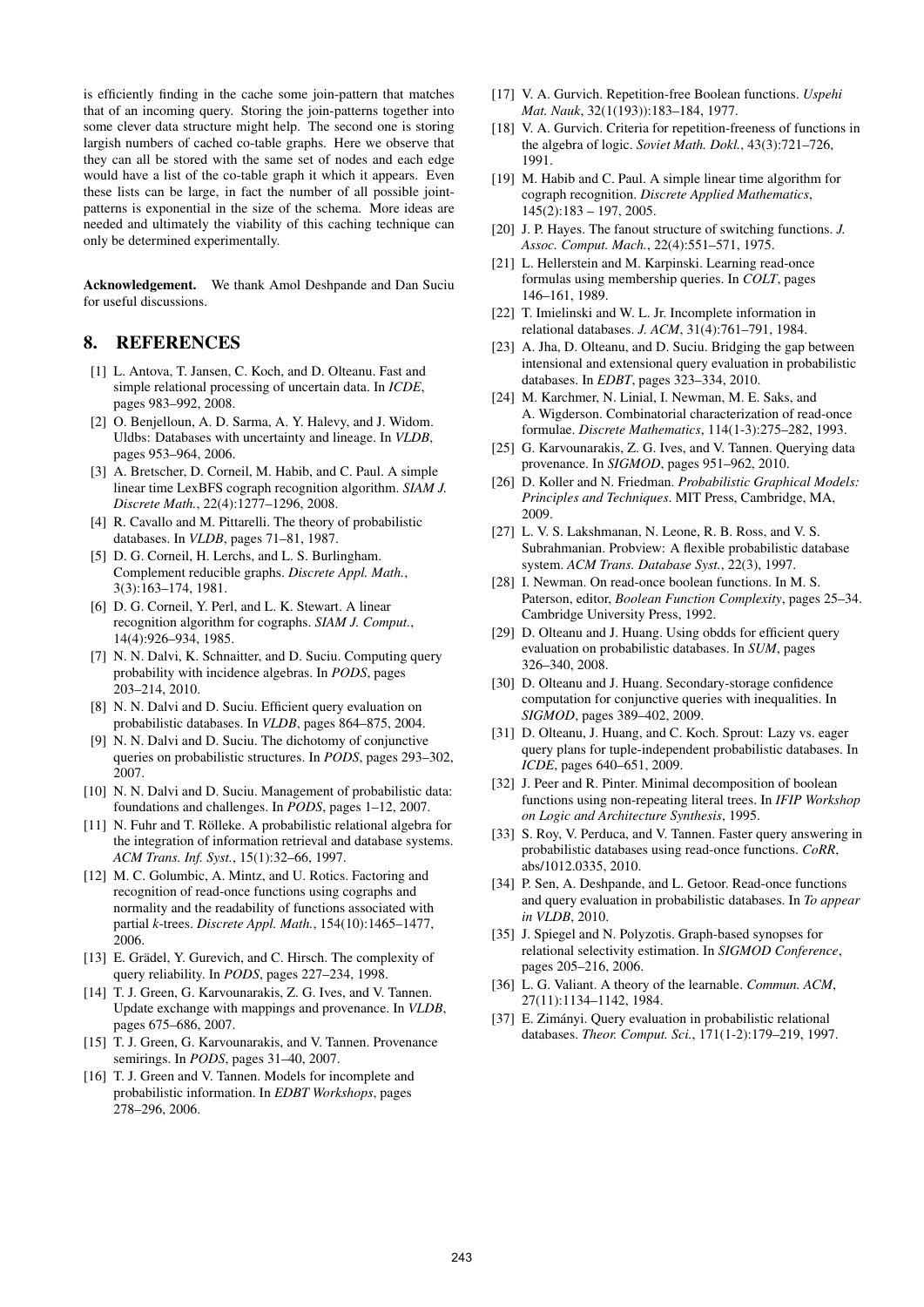is efficiently finding in the cache some join-pattern that matches that of an incoming query. Storing the join-patterns together into some clever data structure might help. The second one is storing largish numbers of cached co-table graphs. Here we observe that they can all be stored with the same set of nodes and each edge would have a list of the co-table graph it which it appears. Even these lists can be large, in fact the number of all possible joint-patterns is exponential in the size of the schema. More ideas are needed and ultimately the viability of this caching technique can only be determined experimentally.

**Acknowledgement.** We thank Amol Deshpande and Dan Suciu for useful discussions.

## 8. REFERENCES

[1] L. Antova, T. Jansen, C. Koch, and D. Olteanu. Fast and simple relational processing of uncertain data. In *ICDE*, pages 983–992, 2008.

[2] O. Benjelloun, A. D. Sarma, A. Y. Halevy, and J. Widom. Uldbs: Databases with uncertainty and lineage. In *VLDB*, pages 953–964, 2006.

[3] A. Bretscher, D. Corneil, M. Habib, and C. Paul. A simple linear time LexBFS cograph recognition algorithm. *SIAM J. Discrete Math.*, 22(4):1277–1296, 2008.

[4] R. Cavallo and M. Pittarelli. The theory of probabilistic databases. In *VLDB*, pages 71–81, 1987.

[5] D. G. Corneil, H. Lerchs, and L. S. Burlingham. Complement reducible graphs. *Discrete Appl. Math.*, 3(3):163–174, 1981.

[6] D. G. Corneil, Y. Perl, and L. K. Stewart. A linear recognition algorithm for cographs. *SIAM J. Comput.*, 14(4):926–934, 1985.

[7] N. N. Dalvi, K. Schnaitter, and D. Suciu. Computing query probability with incidence algebras. In *PODS*, pages 203–214, 2010.

[8] N. N. Dalvi and D. Suciu. Efficient query evaluation on probabilistic databases. In *VLDB*, pages 864–875, 2004.

[9] N. N. Dalvi and D. Suciu. The dichotomy of conjunctive queries on probabilistic structures. In *PODS*, pages 293–302, 2007.

[10] N. N. Dalvi and D. Suciu. Management of probabilistic data: foundations and challenges. In *PODS*, pages 1–12, 2007.

[11] N. Fuhr and T. Rölleke. A probabilistic relational algebra for the integration of information retrieval and database systems. *ACM Trans. Inf. Syst.*, 15(1):32–66, 1997.

[12] M. C. Golumbic, A. Mintz, and U. Rotics. Factoring and recognition of read-once functions using cographs and normality and the readability of functions associated with partial *k*-trees. *Discrete Appl. Math.*, 154(10):1465–1477, 2006.

[13] E. Grädel, Y. Gurevich, and C. Hirsch. The complexity of query reliability. In *PODS*, pages 227–234, 1998.

[14] T. J. Green, G. Karvounarakis, Z. G. Ives, and V. Tannen. Update exchange with mappings and provenance. In *VLDB*, pages 675–686, 2007.

[15] T. J. Green, G. Karvounarakis, and V. Tannen. Provenance semirings. In *PODS*, pages 31–40, 2007.

[16] T. J. Green and V. Tannen. Models for incomplete and probabilistic information. In *EDBT Workshops*, pages 278–296, 2006.

[17] V. A. Gurvich. Repetition-free Boolean functions. *Uspehi Mat. Nauk*, 32(1(193)):183–184, 1977.

[18] V. A. Gurvich. Criteria for repetition-freeness of functions in the algebra of logic. *Soviet Math. Dokl.*, 43(3):721–726, 1991.

[19] M. Habib and C. Paul. A simple linear time algorithm for cograph recognition. *Discrete Applied Mathematics*, 145(2):183 – 197, 2005.

[20] J. P. Hayes. The fanout structure of switching functions. *J. Assoc. Comput. Mach.*, 22(4):551–571, 1975.

[21] L. Hellerstein and M. Karpinski. Learning read-once formulas using membership queries. In *COLT*, pages 146–161, 1989.

[22] T. Imielinski and W. L. Jr. Incomplete information in relational databases. *J. ACM*, 31(4):761–791, 1984.

[23] A. Jha, D. Olteanu, and D. Suciu. Bridging the gap between intensional and extensional query evaluation in probabilistic databases. In *EDBT*, pages 323–334, 2010.

[24] M. Karchmer, N. Linial, I. Newman, M. E. Saks, and A. Wigderson. Combinatorial characterization of read-once formulae. *Discrete Mathematics*, 114(1-3):275–282, 1993.

[25] G. Karvounarakis, Z. G. Ives, and V. Tannen. Querying data provenance. In *SIGMOD*, pages 951–962, 2010.

[26] D. Koller and N. Friedman. *Probabilistic Graphical Models: Principles and Techniques*. MIT Press, Cambridge, MA, 2009.

[27] L. V. S. Lakshmanan, N. Leone, R. B. Ross, and V. S. Subrahmanian. Probview: A flexible probabilistic database system. *ACM Trans. Database Syst.*, 22(3), 1997.

[28] I. Newman. On read-once boolean functions. In M. S. Paterson, editor, *Boolean Function Complexity*, pages 25–34. Cambridge University Press, 1992.

[29] D. Olteanu and J. Huang. Using obdds for efficient query evaluation on probabilistic databases. In *SUM*, pages 326–340, 2008.

[30] D. Olteanu and J. Huang. Secondary-storage confidence computation for conjunctive queries with inequalities. In *SIGMOD*, pages 389–402, 2009.

[31] D. Olteanu, J. Huang, and C. Koch. Sprout: Lazy vs. eager query plans for tuple-independent probabilistic databases. In *ICDE*, pages 640–651, 2009.

[32] J. Peer and R. Pinter. Minimal decomposition of boolean functions using non-repeating literal trees. In *IFIP Workshop on Logic and Architecture Synthesis*, 1995.

[33] S. Roy, V. Perduca, and V. Tannen. Faster query answering in probabilistic databases using read-once functions. *CoRR*, abs/1012.0335, 2010.

[34] P. Sen, A. Deshpande, and L. Getoor. Read-once functions and query evaluation in probabilistic databases. In *To appear in VLDB*, 2010.

[35] J. Spiegel and N. Polyzotis. Graph-based synopses for relational selectivity estimation. In *SIGMOD Conference*, pages 205–216, 2006.

[36] L. G. Valiant. A theory of the learnable. *Commun. ACM*, 27(11):1134–1142, 1984.

[37] E. Zimányi. Query evaluation in probabilistic relational databases. *Theor. Comput. Sci.*, 171(1-2):179–219, 1997.